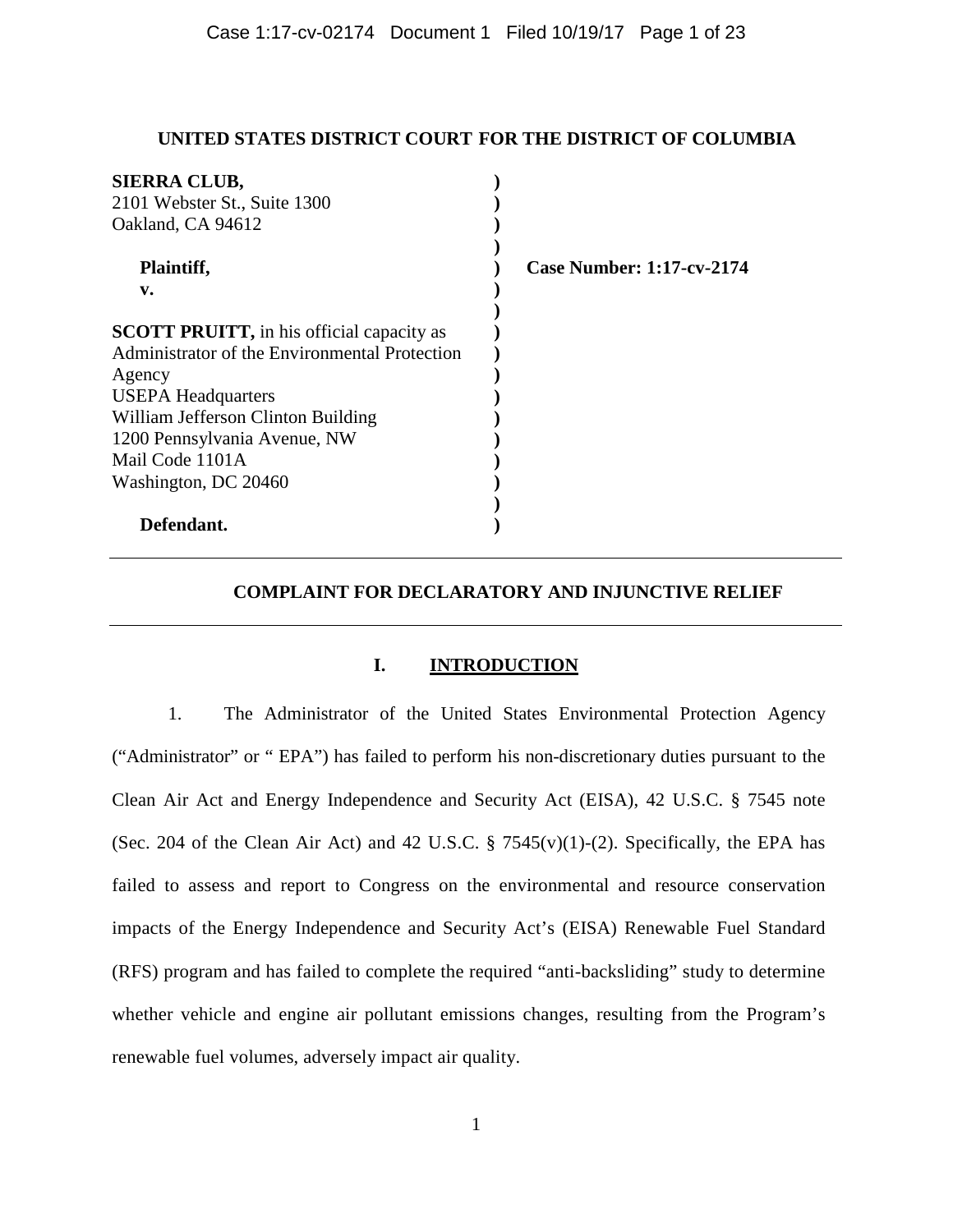**UNITED STATES DISTRICT COURT FOR THE DISTRICT OF COLUMBIA**

| | | |
|---|---|---|
| **SIERRA CLUB,**<br>2101 Webster St., Suite 1300<br>Oakland, CA 94612<br><br>**Plaintiff,**<br>**v.**<br><br>**SCOTT PRUITT,** in his official capacity as Administrator of the Environmental Protection Agency<br>USEPA Headquarters<br>William Jefferson Clinton Building<br>1200 Pennsylvania Avenue, NW<br>Mail Code 1101A<br>Washington, DC 20460<br><br>**Defendant.** | ) | **Case Number: 1:17-cv-2174** |

---

**COMPLAINT FOR DECLARATORY AND INJUNCTIVE RELIEF**

---

## I. INTRODUCTION

1. The Administrator of the United States Environmental Protection Agency ("Administrator" or " EPA") has failed to perform his non-discretionary duties pursuant to the Clean Air Act and Energy Independence and Security Act (EISA), 42 U.S.C. § 7545 note (Sec. 204 of the Clean Air Act) and 42 U.S.C. § 7545(v)(1)-(2). Specifically, the EPA has failed to assess and report to Congress on the environmental and resource conservation impacts of the Energy Independence and Security Act's (EISA) Renewable Fuel Standard (RFS) program and has failed to complete the required "anti-backsliding" study to determine whether vehicle and engine air pollutant emissions changes, resulting from the Program's renewable fuel volumes, adversely impact air quality.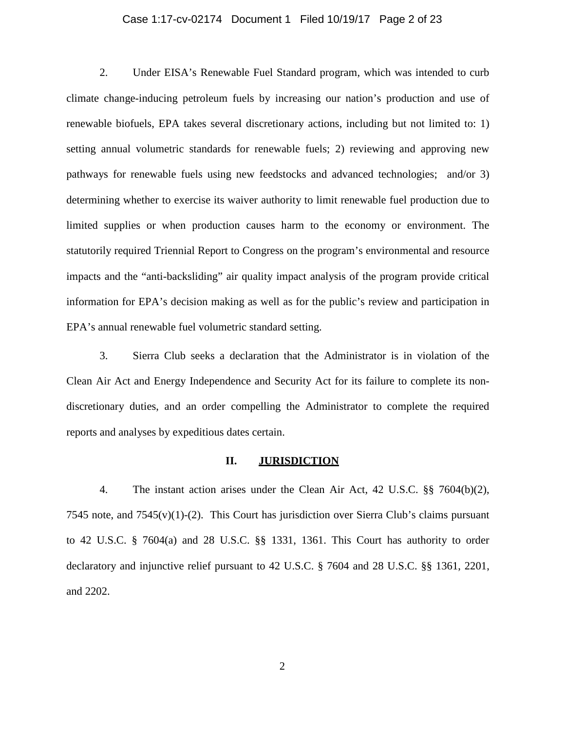2. Under EISA's Renewable Fuel Standard program, which was intended to curb climate change-inducing petroleum fuels by increasing our nation's production and use of renewable biofuels, EPA takes several discretionary actions, including but not limited to: 1) setting annual volumetric standards for renewable fuels; 2) reviewing and approving new pathways for renewable fuels using new feedstocks and advanced technologies; and/or 3) determining whether to exercise its waiver authority to limit renewable fuel production due to limited supplies or when production causes harm to the economy or environment. The statutorily required Triennial Report to Congress on the program's environmental and resource impacts and the "anti-backsliding" air quality impact analysis of the program provide critical information for EPA's decision making as well as for the public's review and participation in EPA's annual renewable fuel volumetric standard setting.

3. Sierra Club seeks a declaration that the Administrator is in violation of the Clean Air Act and Energy Independence and Security Act for its failure to complete its non-discretionary duties, and an order compelling the Administrator to complete the required reports and analyses by expeditious dates certain.

## II. JURISDICTION

4. The instant action arises under the Clean Air Act, 42 U.S.C. §§ 7604(b)(2), 7545 note, and 7545(v)(1)-(2). This Court has jurisdiction over Sierra Club's claims pursuant to 42 U.S.C. § 7604(a) and 28 U.S.C. §§ 1331, 1361. This Court has authority to order declaratory and injunctive relief pursuant to 42 U.S.C. § 7604 and 28 U.S.C. §§ 1361, 2201, and 2202.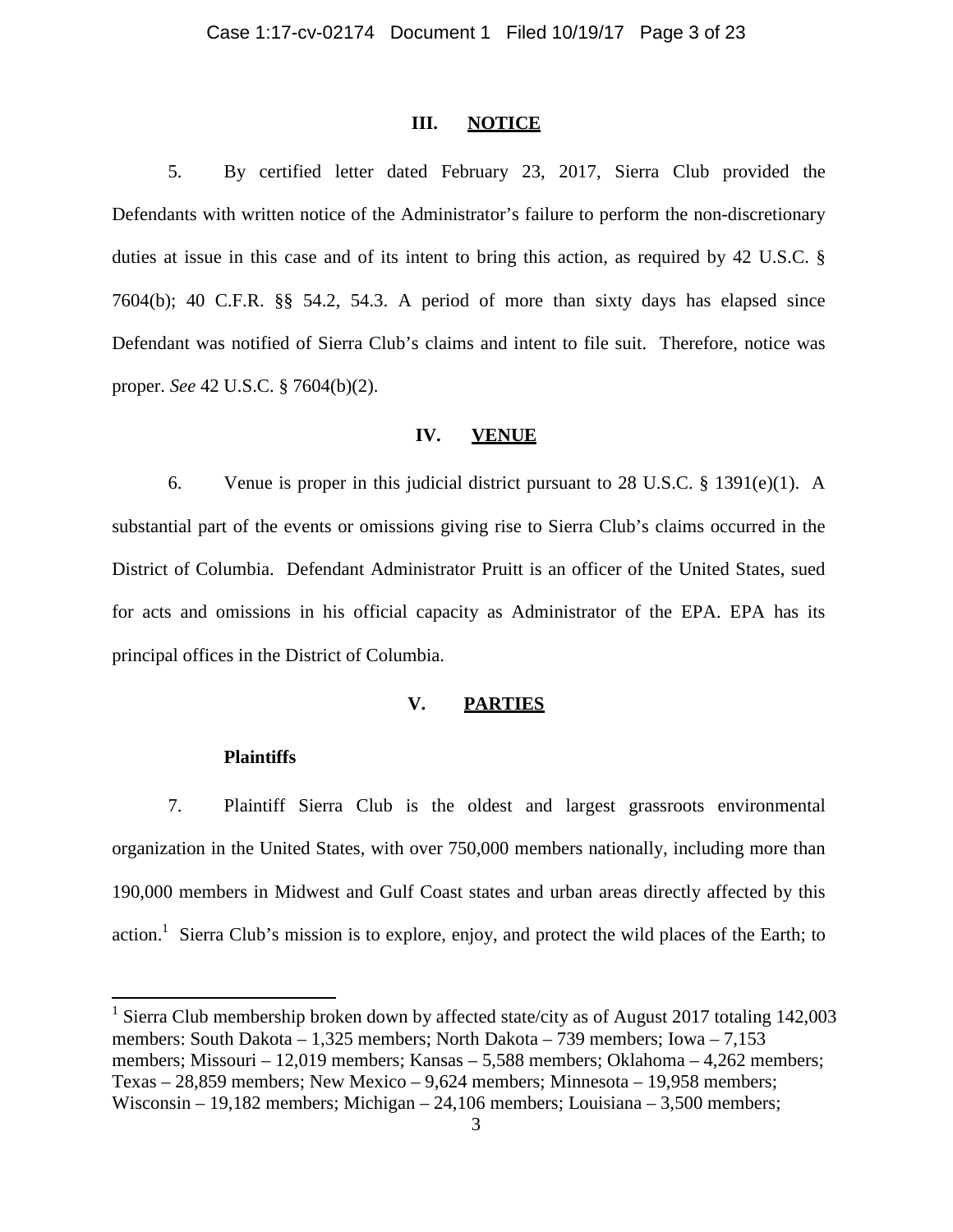## III. NOTICE

5. By certified letter dated February 23, 2017, Sierra Club provided the Defendants with written notice of the Administrator's failure to perform the non-discretionary duties at issue in this case and of its intent to bring this action, as required by 42 U.S.C. § 7604(b); 40 C.F.R. §§ 54.2, 54.3. A period of more than sixty days has elapsed since Defendant was notified of Sierra Club's claims and intent to file suit. Therefore, notice was proper. *See* 42 U.S.C. § 7604(b)(2).

## IV. VENUE

6. Venue is proper in this judicial district pursuant to 28 U.S.C. § 1391(e)(1). A substantial part of the events or omissions giving rise to Sierra Club's claims occurred in the District of Columbia. Defendant Administrator Pruitt is an officer of the United States, sued for acts and omissions in his official capacity as Administrator of the EPA. EPA has its principal offices in the District of Columbia.

## V. PARTIES

**Plaintiffs**

7. Plaintiff Sierra Club is the oldest and largest grassroots environmental organization in the United States, with over 750,000 members nationally, including more than 190,000 members in Midwest and Gulf Coast states and urban areas directly affected by this action.[1] Sierra Club's mission is to explore, enjoy, and protect the wild places of the Earth; to

[1] Sierra Club membership broken down by affected state/city as of August 2017 totaling 142,003 members: South Dakota – 1,325 members; North Dakota – 739 members; Iowa – 7,153 members; Missouri – 12,019 members; Kansas – 5,588 members; Oklahoma – 4,262 members; Texas – 28,859 members; New Mexico – 9,624 members; Minnesota – 19,958 members; Wisconsin – 19,182 members; Michigan – 24,106 members; Louisiana – 3,500 members;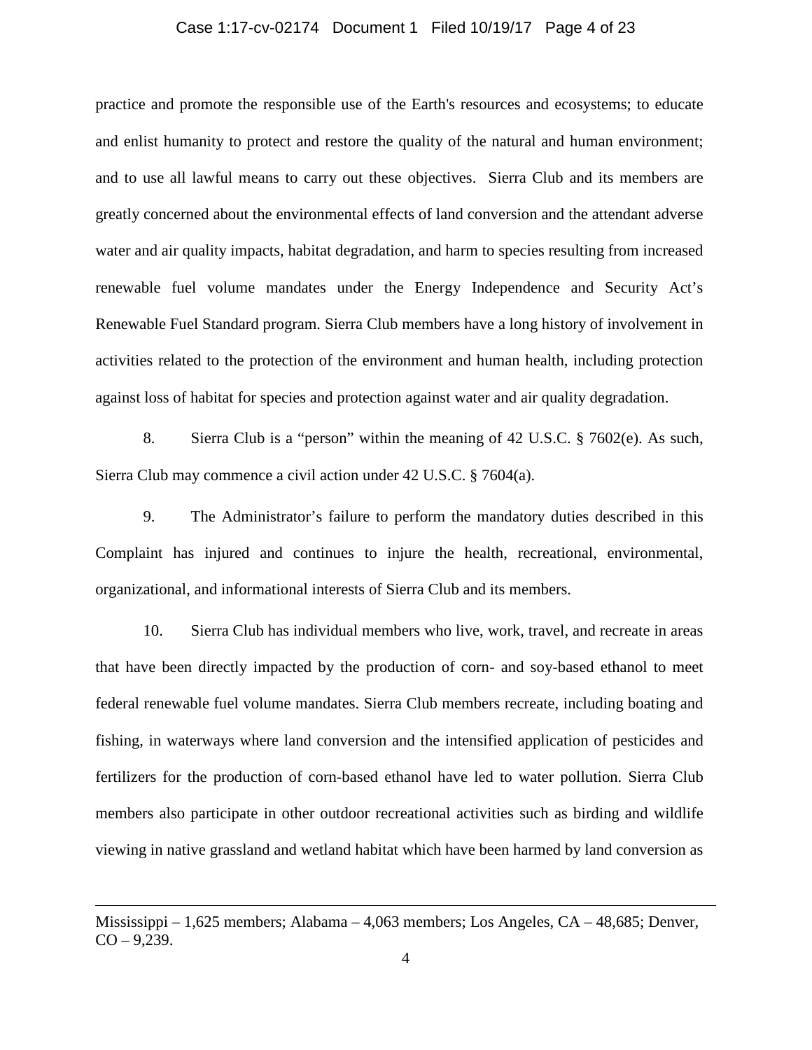practice and promote the responsible use of the Earth's resources and ecosystems; to educate and enlist humanity to protect and restore the quality of the natural and human environment; and to use all lawful means to carry out these objectives. Sierra Club and its members are greatly concerned about the environmental effects of land conversion and the attendant adverse water and air quality impacts, habitat degradation, and harm to species resulting from increased renewable fuel volume mandates under the Energy Independence and Security Act's Renewable Fuel Standard program. Sierra Club members have a long history of involvement in activities related to the protection of the environment and human health, including protection against loss of habitat for species and protection against water and air quality degradation.

8. Sierra Club is a "person" within the meaning of 42 U.S.C. § 7602(e). As such, Sierra Club may commence a civil action under 42 U.S.C. § 7604(a).

9. The Administrator's failure to perform the mandatory duties described in this Complaint has injured and continues to injure the health, recreational, environmental, organizational, and informational interests of Sierra Club and its members.

10. Sierra Club has individual members who live, work, travel, and recreate in areas that have been directly impacted by the production of corn- and soy-based ethanol to meet federal renewable fuel volume mandates. Sierra Club members recreate, including boating and fishing, in waterways where land conversion and the intensified application of pesticides and fertilizers for the production of corn-based ethanol have led to water pollution. Sierra Club members also participate in other outdoor recreational activities such as birding and wildlife viewing in native grassland and wetland habitat which have been harmed by land conversion as

---

Mississippi – 1,625 members; Alabama – 4,063 members; Los Angeles, CA – 48,685; Denver, CO – 9,239.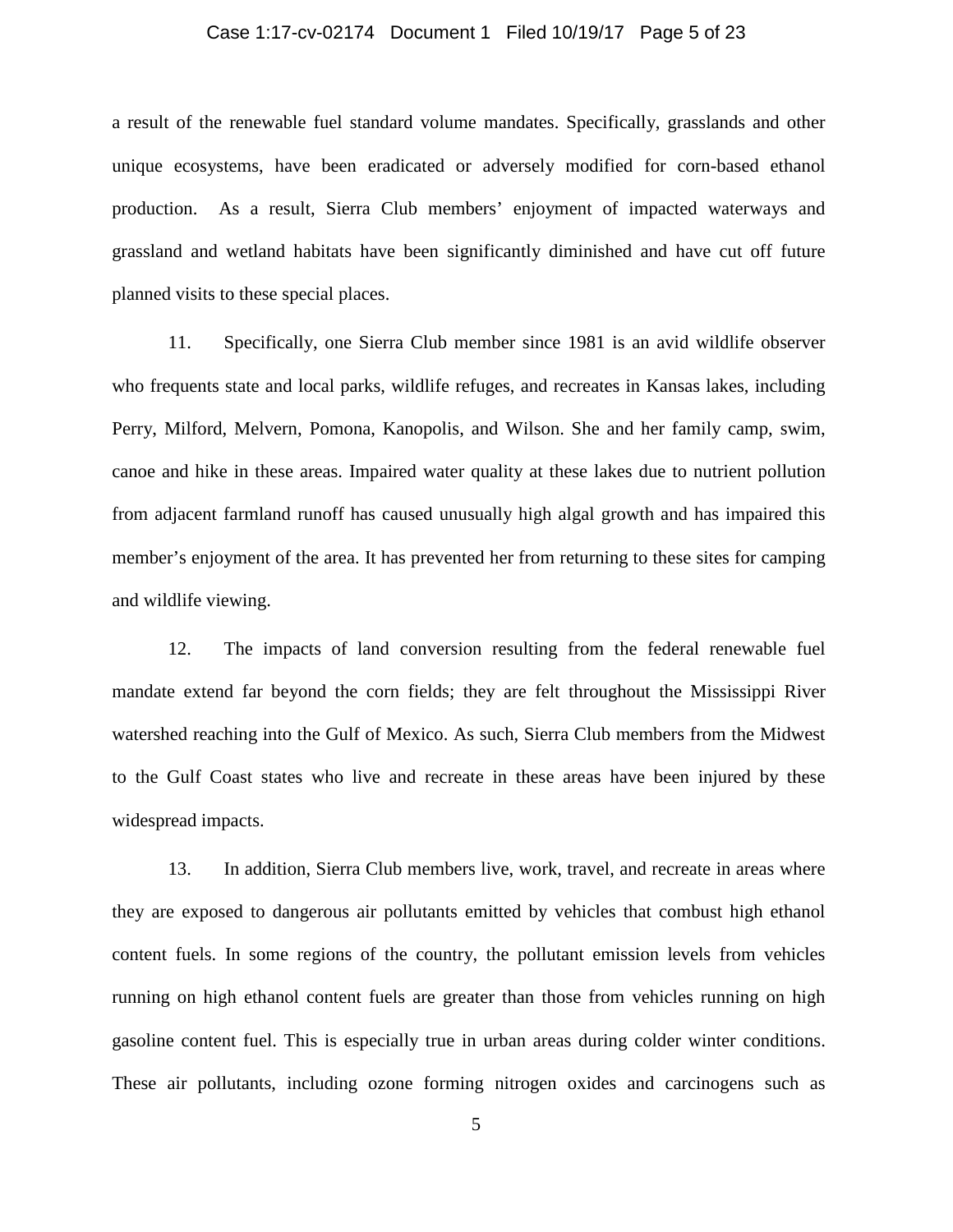a result of the renewable fuel standard volume mandates. Specifically, grasslands and other unique ecosystems, have been eradicated or adversely modified for corn-based ethanol production. As a result, Sierra Club members' enjoyment of impacted waterways and grassland and wetland habitats have been significantly diminished and have cut off future planned visits to these special places.

11. Specifically, one Sierra Club member since 1981 is an avid wildlife observer who frequents state and local parks, wildlife refuges, and recreates in Kansas lakes, including Perry, Milford, Melvern, Pomona, Kanopolis, and Wilson. She and her family camp, swim, canoe and hike in these areas. Impaired water quality at these lakes due to nutrient pollution from adjacent farmland runoff has caused unusually high algal growth and has impaired this member's enjoyment of the area. It has prevented her from returning to these sites for camping and wildlife viewing.

12. The impacts of land conversion resulting from the federal renewable fuel mandate extend far beyond the corn fields; they are felt throughout the Mississippi River watershed reaching into the Gulf of Mexico. As such, Sierra Club members from the Midwest to the Gulf Coast states who live and recreate in these areas have been injured by these widespread impacts.

13. In addition, Sierra Club members live, work, travel, and recreate in areas where they are exposed to dangerous air pollutants emitted by vehicles that combust high ethanol content fuels. In some regions of the country, the pollutant emission levels from vehicles running on high ethanol content fuels are greater than those from vehicles running on high gasoline content fuel. This is especially true in urban areas during colder winter conditions. These air pollutants, including ozone forming nitrogen oxides and carcinogens such as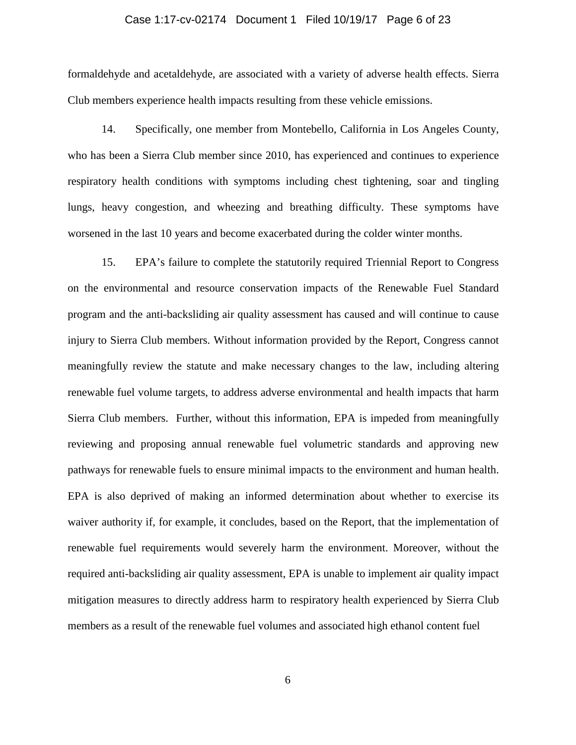formaldehyde and acetaldehyde, are associated with a variety of adverse health effects. Sierra Club members experience health impacts resulting from these vehicle emissions.

14. Specifically, one member from Montebello, California in Los Angeles County, who has been a Sierra Club member since 2010, has experienced and continues to experience respiratory health conditions with symptoms including chest tightening, soar and tingling lungs, heavy congestion, and wheezing and breathing difficulty. These symptoms have worsened in the last 10 years and become exacerbated during the colder winter months.

15. EPA's failure to complete the statutorily required Triennial Report to Congress on the environmental and resource conservation impacts of the Renewable Fuel Standard program and the anti-backsliding air quality assessment has caused and will continue to cause injury to Sierra Club members. Without information provided by the Report, Congress cannot meaningfully review the statute and make necessary changes to the law, including altering renewable fuel volume targets, to address adverse environmental and health impacts that harm Sierra Club members. Further, without this information, EPA is impeded from meaningfully reviewing and proposing annual renewable fuel volumetric standards and approving new pathways for renewable fuels to ensure minimal impacts to the environment and human health. EPA is also deprived of making an informed determination about whether to exercise its waiver authority if, for example, it concludes, based on the Report, that the implementation of renewable fuel requirements would severely harm the environment. Moreover, without the required anti-backsliding air quality assessment, EPA is unable to implement air quality impact mitigation measures to directly address harm to respiratory health experienced by Sierra Club members as a result of the renewable fuel volumes and associated high ethanol content fuel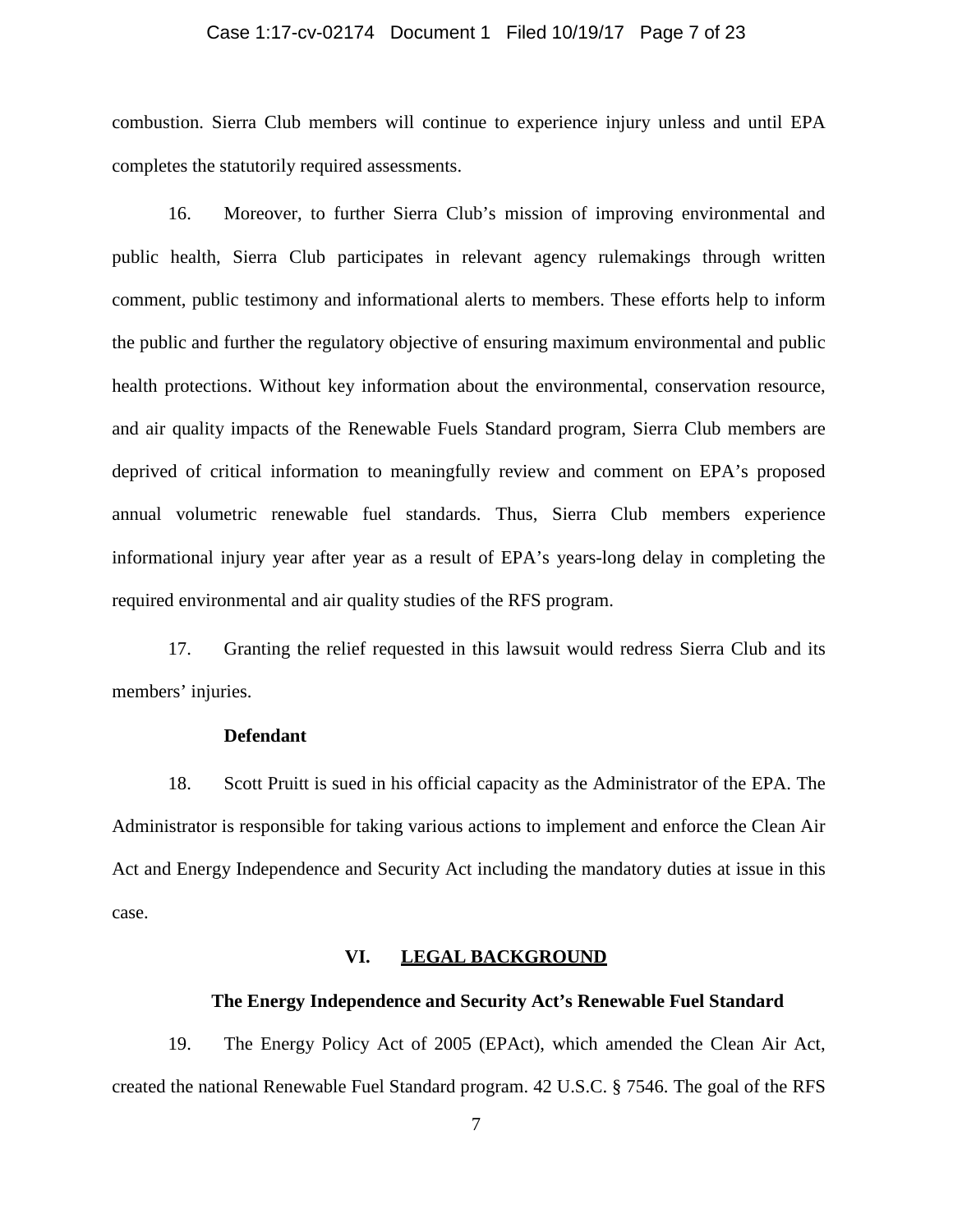combustion. Sierra Club members will continue to experience injury unless and until EPA completes the statutorily required assessments.

16. Moreover, to further Sierra Club's mission of improving environmental and public health, Sierra Club participates in relevant agency rulemakings through written comment, public testimony and informational alerts to members. These efforts help to inform the public and further the regulatory objective of ensuring maximum environmental and public health protections. Without key information about the environmental, conservation resource, and air quality impacts of the Renewable Fuels Standard program, Sierra Club members are deprived of critical information to meaningfully review and comment on EPA's proposed annual volumetric renewable fuel standards. Thus, Sierra Club members experience informational injury year after year as a result of EPA's years-long delay in completing the required environmental and air quality studies of the RFS program.

17. Granting the relief requested in this lawsuit would redress Sierra Club and its members' injuries.

**Defendant**

18. Scott Pruitt is sued in his official capacity as the Administrator of the EPA. The Administrator is responsible for taking various actions to implement and enforce the Clean Air Act and Energy Independence and Security Act including the mandatory duties at issue in this case.

## VI. LEGAL BACKGROUND

### The Energy Independence and Security Act's Renewable Fuel Standard

19. The Energy Policy Act of 2005 (EPAct), which amended the Clean Air Act, created the national Renewable Fuel Standard program. 42 U.S.C. § 7546. The goal of the RFS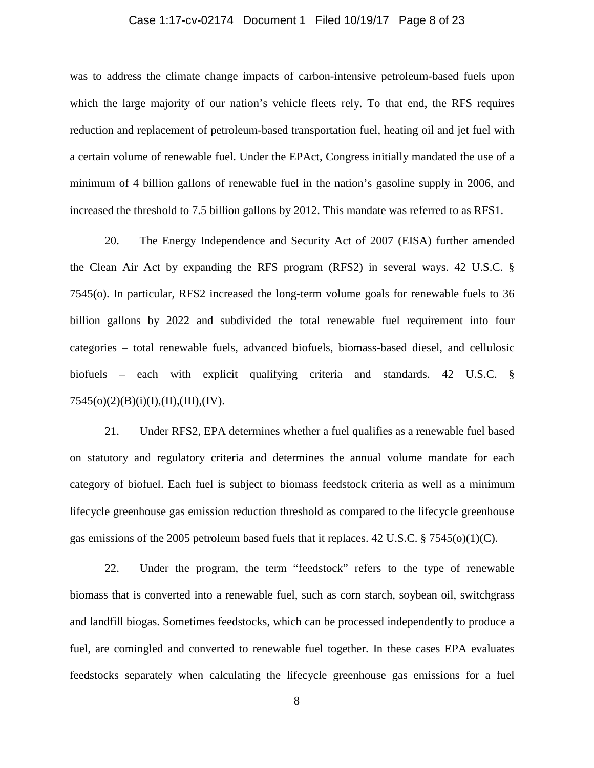was to address the climate change impacts of carbon-intensive petroleum-based fuels upon which the large majority of our nation's vehicle fleets rely. To that end, the RFS requires reduction and replacement of petroleum-based transportation fuel, heating oil and jet fuel with a certain volume of renewable fuel. Under the EPAct, Congress initially mandated the use of a minimum of 4 billion gallons of renewable fuel in the nation's gasoline supply in 2006, and increased the threshold to 7.5 billion gallons by 2012. This mandate was referred to as RFS1.

20. The Energy Independence and Security Act of 2007 (EISA) further amended the Clean Air Act by expanding the RFS program (RFS2) in several ways. 42 U.S.C. § 7545(o). In particular, RFS2 increased the long-term volume goals for renewable fuels to 36 billion gallons by 2022 and subdivided the total renewable fuel requirement into four categories – total renewable fuels, advanced biofuels, biomass-based diesel, and cellulosic biofuels – each with explicit qualifying criteria and standards. 42 U.S.C. § 7545(o)(2)(B)(i)(I),(II),(III),(IV).

21. Under RFS2, EPA determines whether a fuel qualifies as a renewable fuel based on statutory and regulatory criteria and determines the annual volume mandate for each category of biofuel. Each fuel is subject to biomass feedstock criteria as well as a minimum lifecycle greenhouse gas emission reduction threshold as compared to the lifecycle greenhouse gas emissions of the 2005 petroleum based fuels that it replaces. 42 U.S.C. § 7545(o)(1)(C).

22. Under the program, the term "feedstock" refers to the type of renewable biomass that is converted into a renewable fuel, such as corn starch, soybean oil, switchgrass and landfill biogas. Sometimes feedstocks, which can be processed independently to produce a fuel, are comingled and converted to renewable fuel together. In these cases EPA evaluates feedstocks separately when calculating the lifecycle greenhouse gas emissions for a fuel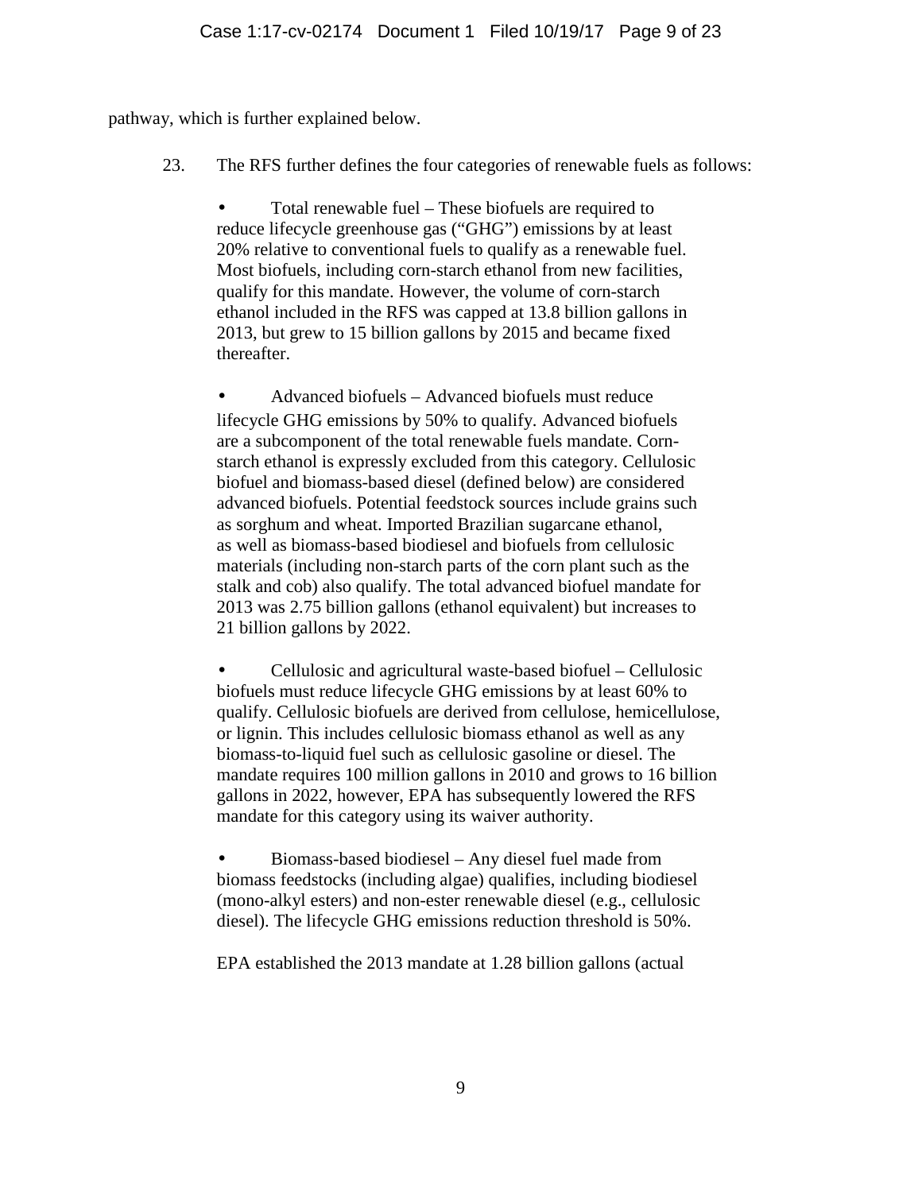pathway, which is further explained below.

23. The RFS further defines the four categories of renewable fuels as follows:

- Total renewable fuel – These biofuels are required to reduce lifecycle greenhouse gas ("GHG") emissions by at least 20% relative to conventional fuels to qualify as a renewable fuel. Most biofuels, including corn-starch ethanol from new facilities, qualify for this mandate. However, the volume of corn-starch ethanol included in the RFS was capped at 13.8 billion gallons in 2013, but grew to 15 billion gallons by 2015 and became fixed thereafter.

- Advanced biofuels – Advanced biofuels must reduce lifecycle GHG emissions by 50% to qualify. Advanced biofuels are a subcomponent of the total renewable fuels mandate. Corn-starch ethanol is expressly excluded from this category. Cellulosic biofuel and biomass-based diesel (defined below) are considered advanced biofuels. Potential feedstock sources include grains such as sorghum and wheat. Imported Brazilian sugarcane ethanol, as well as biomass-based biodiesel and biofuels from cellulosic materials (including non-starch parts of the corn plant such as the stalk and cob) also qualify. The total advanced biofuel mandate for 2013 was 2.75 billion gallons (ethanol equivalent) but increases to 21 billion gallons by 2022.

- Cellulosic and agricultural waste-based biofuel – Cellulosic biofuels must reduce lifecycle GHG emissions by at least 60% to qualify. Cellulosic biofuels are derived from cellulose, hemicellulose, or lignin. This includes cellulosic biomass ethanol as well as any biomass-to-liquid fuel such as cellulosic gasoline or diesel. The mandate requires 100 million gallons in 2010 and grows to 16 billion gallons in 2022, however, EPA has subsequently lowered the RFS mandate for this category using its waiver authority.

- Biomass-based biodiesel – Any diesel fuel made from biomass feedstocks (including algae) qualifies, including biodiesel (mono-alkyl esters) and non-ester renewable diesel (e.g., cellulosic diesel). The lifecycle GHG emissions reduction threshold is 50%.

EPA established the 2013 mandate at 1.28 billion gallons (actual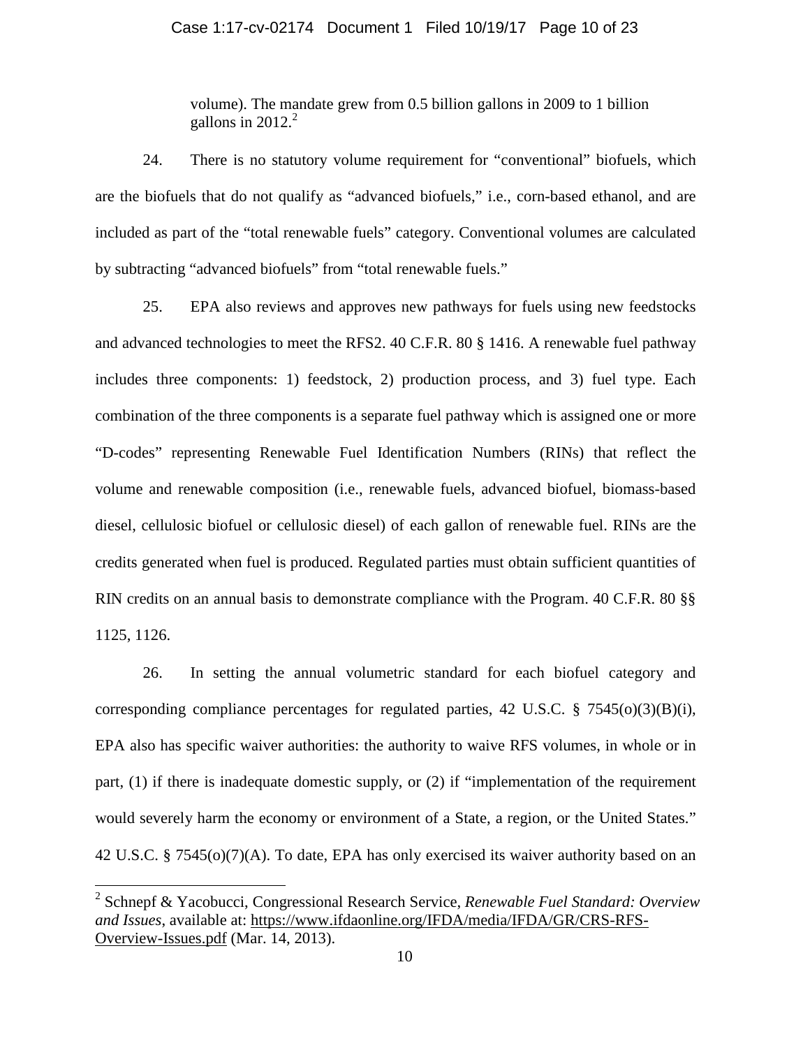volume). The mandate grew from 0.5 billion gallons in 2009 to 1 billion gallons in 2012.[2]

24. There is no statutory volume requirement for "conventional" biofuels, which are the biofuels that do not qualify as "advanced biofuels," i.e., corn-based ethanol, and are included as part of the "total renewable fuels" category. Conventional volumes are calculated by subtracting "advanced biofuels" from "total renewable fuels."

25. EPA also reviews and approves new pathways for fuels using new feedstocks and advanced technologies to meet the RFS2. 40 C.F.R. 80 § 1416. A renewable fuel pathway includes three components: 1) feedstock, 2) production process, and 3) fuel type. Each combination of the three components is a separate fuel pathway which is assigned one or more "D-codes" representing Renewable Fuel Identification Numbers (RINs) that reflect the volume and renewable composition (i.e., renewable fuels, advanced biofuel, biomass-based diesel, cellulosic biofuel or cellulosic diesel) of each gallon of renewable fuel. RINs are the credits generated when fuel is produced. Regulated parties must obtain sufficient quantities of RIN credits on an annual basis to demonstrate compliance with the Program. 40 C.F.R. 80 §§ 1125, 1126.

26. In setting the annual volumetric standard for each biofuel category and corresponding compliance percentages for regulated parties, 42 U.S.C. § 7545(o)(3)(B)(i), EPA also has specific waiver authorities: the authority to waive RFS volumes, in whole or in part, (1) if there is inadequate domestic supply, or (2) if "implementation of the requirement would severely harm the economy or environment of a State, a region, or the United States." 42 U.S.C. § 7545(o)(7)(A). To date, EPA has only exercised its waiver authority based on an

---

[2] Schnepf & Yacobucci, Congressional Research Service, *Renewable Fuel Standard: Overview and Issues*, available at: https://www.ifdaonline.org/IFDA/media/IFDA/GR/CRS-RFS-Overview-Issues.pdf (Mar. 14, 2013).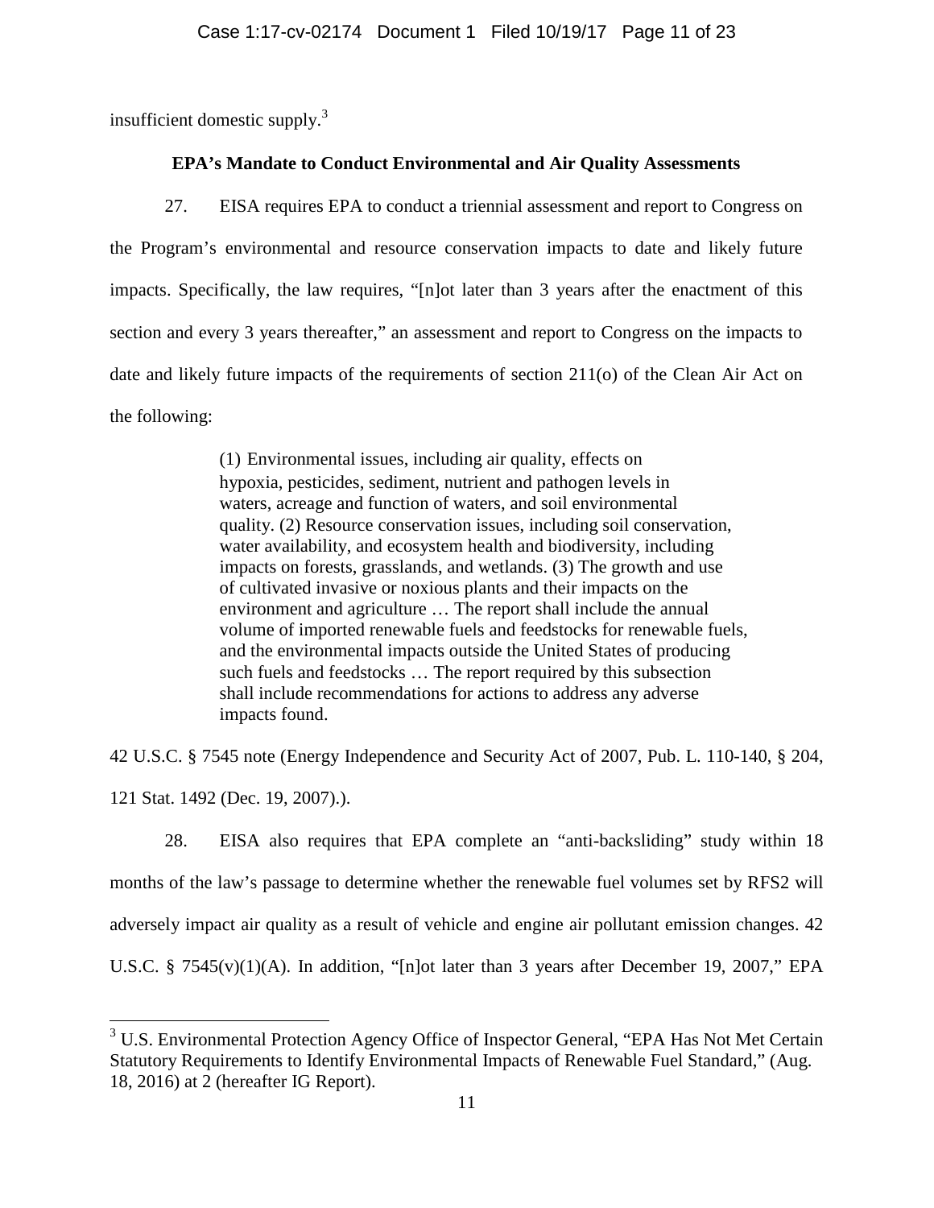insufficient domestic supply.[3]

**EPA's Mandate to Conduct Environmental and Air Quality Assessments**

27. EISA requires EPA to conduct a triennial assessment and report to Congress on the Program's environmental and resource conservation impacts to date and likely future impacts. Specifically, the law requires, "[n]ot later than 3 years after the enactment of this section and every 3 years thereafter," an assessment and report to Congress on the impacts to date and likely future impacts of the requirements of section 211(o) of the Clean Air Act on the following:

> (1) Environmental issues, including air quality, effects on hypoxia, pesticides, sediment, nutrient and pathogen levels in waters, acreage and function of waters, and soil environmental quality. (2) Resource conservation issues, including soil conservation, water availability, and ecosystem health and biodiversity, including impacts on forests, grasslands, and wetlands. (3) The growth and use of cultivated invasive or noxious plants and their impacts on the environment and agriculture … The report shall include the annual volume of imported renewable fuels and feedstocks for renewable fuels, and the environmental impacts outside the United States of producing such fuels and feedstocks … The report required by this subsection shall include recommendations for actions to address any adverse impacts found.

42 U.S.C. § 7545 note (Energy Independence and Security Act of 2007, Pub. L. 110-140, § 204, 121 Stat. 1492 (Dec. 19, 2007).).

28. EISA also requires that EPA complete an "anti-backsliding" study within 18 months of the law's passage to determine whether the renewable fuel volumes set by RFS2 will adversely impact air quality as a result of vehicle and engine air pollutant emission changes. 42 U.S.C. § 7545(v)(1)(A). In addition, "[n]ot later than 3 years after December 19, 2007," EPA

[3] U.S. Environmental Protection Agency Office of Inspector General, "EPA Has Not Met Certain Statutory Requirements to Identify Environmental Impacts of Renewable Fuel Standard," (Aug. 18, 2016) at 2 (hereafter IG Report).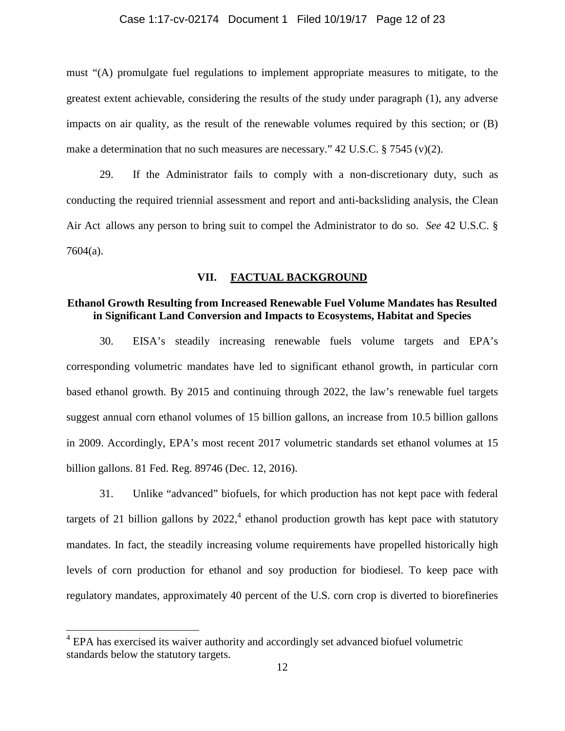must "(A) promulgate fuel regulations to implement appropriate measures to mitigate, to the greatest extent achievable, considering the results of the study under paragraph (1), any adverse impacts on air quality, as the result of the renewable volumes required by this section; or (B) make a determination that no such measures are necessary." 42 U.S.C. § 7545 (v)(2).

29. If the Administrator fails to comply with a non-discretionary duty, such as conducting the required triennial assessment and report and anti-backsliding analysis, the Clean Air Act allows any person to bring suit to compel the Administrator to do so. *See* 42 U.S.C. § 7604(a).

## VII. FACTUAL BACKGROUND

### Ethanol Growth Resulting from Increased Renewable Fuel Volume Mandates has Resulted in Significant Land Conversion and Impacts to Ecosystems, Habitat and Species

30. EISA's steadily increasing renewable fuels volume targets and EPA's corresponding volumetric mandates have led to significant ethanol growth, in particular corn based ethanol growth. By 2015 and continuing through 2022, the law's renewable fuel targets suggest annual corn ethanol volumes of 15 billion gallons, an increase from 10.5 billion gallons in 2009. Accordingly, EPA's most recent 2017 volumetric standards set ethanol volumes at 15 billion gallons. 81 Fed. Reg. 89746 (Dec. 12, 2016).

31. Unlike "advanced" biofuels, for which production has not kept pace with federal targets of 21 billion gallons by 2022,[4] ethanol production growth has kept pace with statutory mandates. In fact, the steadily increasing volume requirements have propelled historically high levels of corn production for ethanol and soy production for biodiesel. To keep pace with regulatory mandates, approximately 40 percent of the U.S. corn crop is diverted to biorefineries

[4] EPA has exercised its waiver authority and accordingly set advanced biofuel volumetric standards below the statutory targets.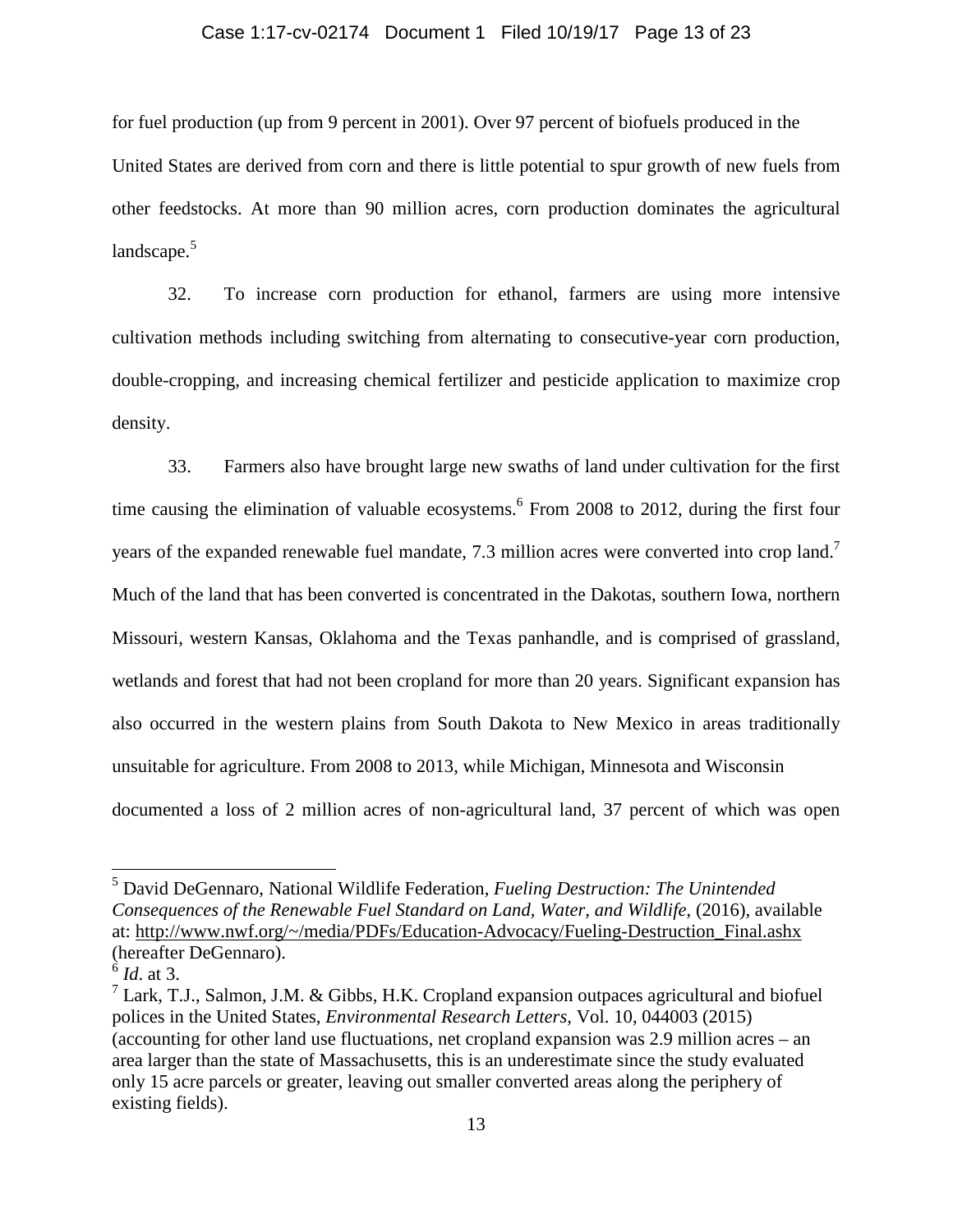for fuel production (up from 9 percent in 2001). Over 97 percent of biofuels produced in the United States are derived from corn and there is little potential to spur growth of new fuels from other feedstocks. At more than 90 million acres, corn production dominates the agricultural landscape.[5]

32. To increase corn production for ethanol, farmers are using more intensive cultivation methods including switching from alternating to consecutive-year corn production, double-cropping, and increasing chemical fertilizer and pesticide application to maximize crop density.

33. Farmers also have brought large new swaths of land under cultivation for the first time causing the elimination of valuable ecosystems.[6] From 2008 to 2012, during the first four years of the expanded renewable fuel mandate, 7.3 million acres were converted into crop land.[7] Much of the land that has been converted is concentrated in the Dakotas, southern Iowa, northern Missouri, western Kansas, Oklahoma and the Texas panhandle, and is comprised of grassland, wetlands and forest that had not been cropland for more than 20 years. Significant expansion has also occurred in the western plains from South Dakota to New Mexico in areas traditionally unsuitable for agriculture. From 2008 to 2013, while Michigan, Minnesota and Wisconsin documented a loss of 2 million acres of non-agricultural land, 37 percent of which was open

---

[5] David DeGennaro, National Wildlife Federation, *Fueling Destruction: The Unintended Consequences of the Renewable Fuel Standard on Land, Water, and Wildlife*, (2016), available at: http://www.nwf.org/~/media/PDFs/Education-Advocacy/Fueling-Destruction_Final.ashx (hereafter DeGennaro).

[6] *Id*. at 3.

[7] Lark, T.J., Salmon, J.M. & Gibbs, H.K. Cropland expansion outpaces agricultural and biofuel polices in the United States, *Environmental Research Letters*, Vol. 10, 044003 (2015) (accounting for other land use fluctuations, net cropland expansion was 2.9 million acres – an area larger than the state of Massachusetts, this is an underestimate since the study evaluated only 15 acre parcels or greater, leaving out smaller converted areas along the periphery of existing fields).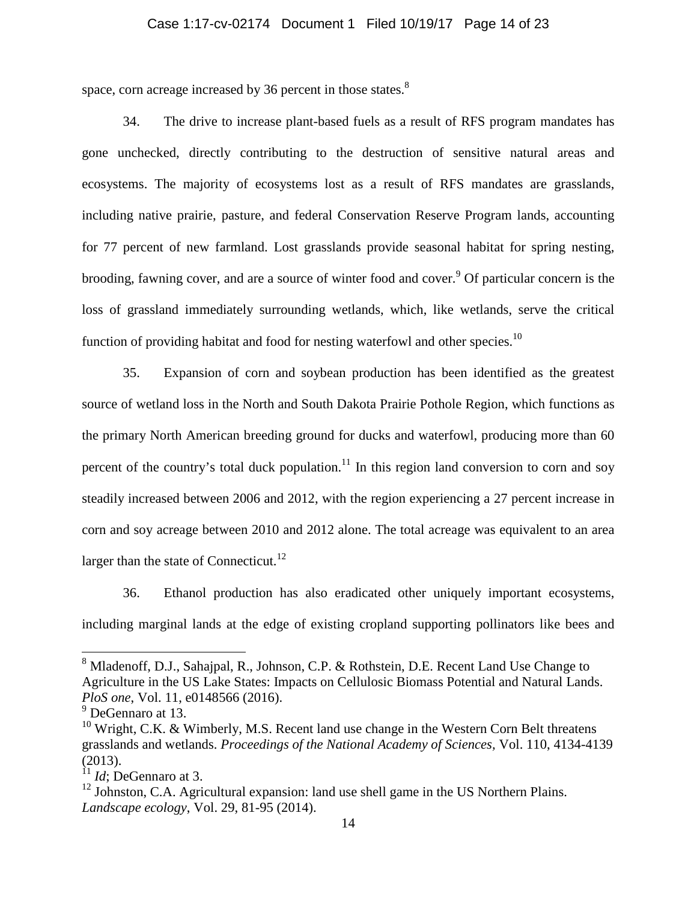space, corn acreage increased by 36 percent in those states.[8]

34. The drive to increase plant-based fuels as a result of RFS program mandates has gone unchecked, directly contributing to the destruction of sensitive natural areas and ecosystems. The majority of ecosystems lost as a result of RFS mandates are grasslands, including native prairie, pasture, and federal Conservation Reserve Program lands, accounting for 77 percent of new farmland. Lost grasslands provide seasonal habitat for spring nesting, brooding, fawning cover, and are a source of winter food and cover.[9] Of particular concern is the loss of grassland immediately surrounding wetlands, which, like wetlands, serve the critical function of providing habitat and food for nesting waterfowl and other species.[10]

35. Expansion of corn and soybean production has been identified as the greatest source of wetland loss in the North and South Dakota Prairie Pothole Region, which functions as the primary North American breeding ground for ducks and waterfowl, producing more than 60 percent of the country's total duck population.[11] In this region land conversion to corn and soy steadily increased between 2006 and 2012, with the region experiencing a 27 percent increase in corn and soy acreage between 2010 and 2012 alone. The total acreage was equivalent to an area larger than the state of Connecticut.[12]

36. Ethanol production has also eradicated other uniquely important ecosystems, including marginal lands at the edge of existing cropland supporting pollinators like bees and

---

[8] Mladenoff, D.J., Sahajpal, R., Johnson, C.P. & Rothstein, D.E. Recent Land Use Change to Agriculture in the US Lake States: Impacts on Cellulosic Biomass Potential and Natural Lands. *PloS one*, Vol. 11, e0148566 (2016).

[9] DeGennaro at 13.

[10] Wright, C.K. & Wimberly, M.S. Recent land use change in the Western Corn Belt threatens grasslands and wetlands. *Proceedings of the National Academy of Sciences*, Vol. 110, 4134-4139 (2013).

[11] *Id*; DeGennaro at 3.

[12] Johnston, C.A. Agricultural expansion: land use shell game in the US Northern Plains. *Landscape ecology*, Vol. 29, 81-95 (2014).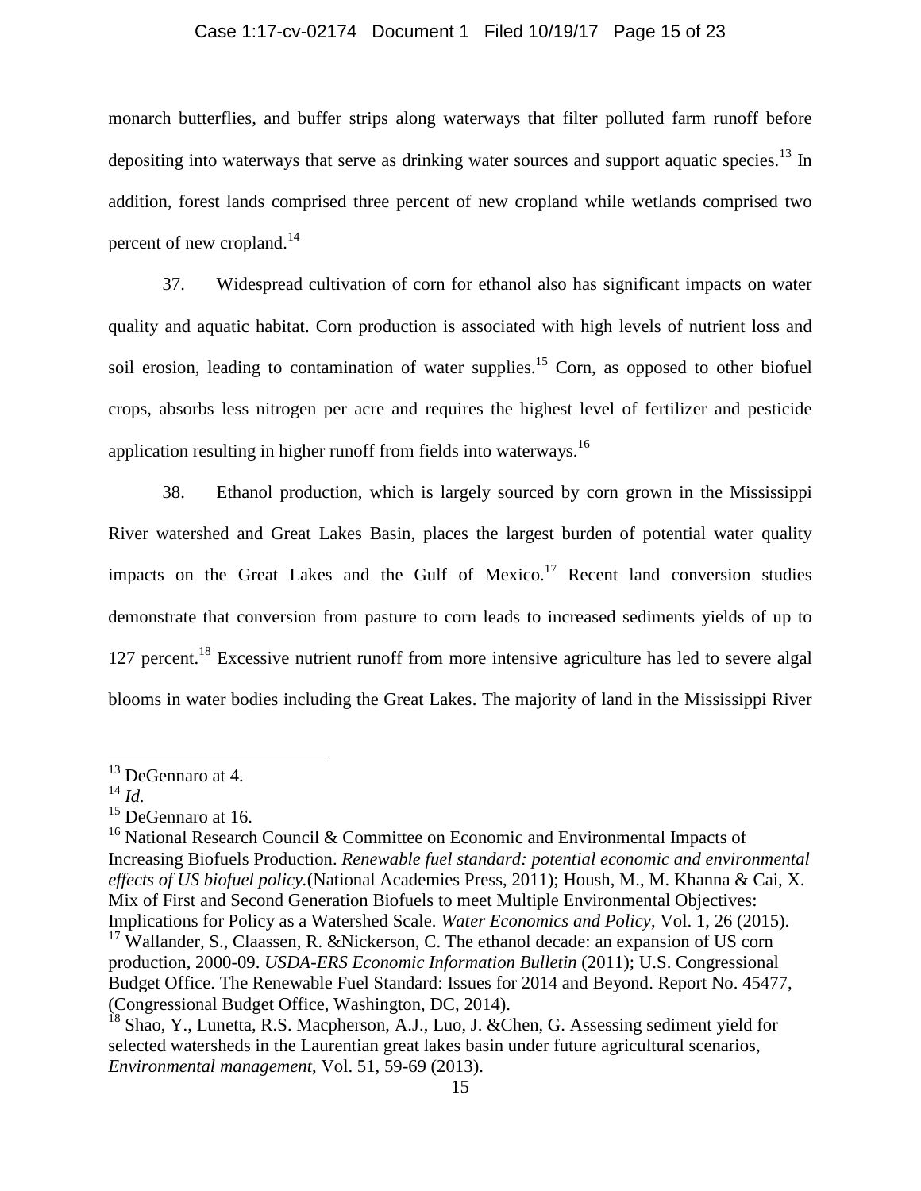monarch butterflies, and buffer strips along waterways that filter polluted farm runoff before depositing into waterways that serve as drinking water sources and support aquatic species.[13] In addition, forest lands comprised three percent of new cropland while wetlands comprised two percent of new cropland.[14]

37. Widespread cultivation of corn for ethanol also has significant impacts on water quality and aquatic habitat. Corn production is associated with high levels of nutrient loss and soil erosion, leading to contamination of water supplies.[15] Corn, as opposed to other biofuel crops, absorbs less nitrogen per acre and requires the highest level of fertilizer and pesticide application resulting in higher runoff from fields into waterways.[16]

38. Ethanol production, which is largely sourced by corn grown in the Mississippi River watershed and Great Lakes Basin, places the largest burden of potential water quality impacts on the Great Lakes and the Gulf of Mexico.[17] Recent land conversion studies demonstrate that conversion from pasture to corn leads to increased sediments yields of up to 127 percent.[18] Excessive nutrient runoff from more intensive agriculture has led to severe algal blooms in water bodies including the Great Lakes. The majority of land in the Mississippi River

---

[13] DeGennaro at 4.

[14] *Id.*

[15] DeGennaro at 16.

[16] National Research Council & Committee on Economic and Environmental Impacts of Increasing Biofuels Production. *Renewable fuel standard: potential economic and environmental effects of US biofuel policy.*(National Academies Press, 2011); Housh, M., M. Khanna & Cai, X. Mix of First and Second Generation Biofuels to meet Multiple Environmental Objectives: Implications for Policy as a Watershed Scale. *Water Economics and Policy*, Vol. 1, 26 (2015).

[17] Wallander, S., Claassen, R. &Nickerson, C. The ethanol decade: an expansion of US corn production, 2000-09. *USDA-ERS Economic Information Bulletin* (2011); U.S. Congressional Budget Office. The Renewable Fuel Standard: Issues for 2014 and Beyond. Report No. 45477, (Congressional Budget Office, Washington, DC, 2014).

[18] Shao, Y., Lunetta, R.S. Macpherson, A.J., Luo, J. &Chen, G. Assessing sediment yield for selected watersheds in the Laurentian great lakes basin under future agricultural scenarios, *Environmental management*, Vol. 51, 59-69 (2013).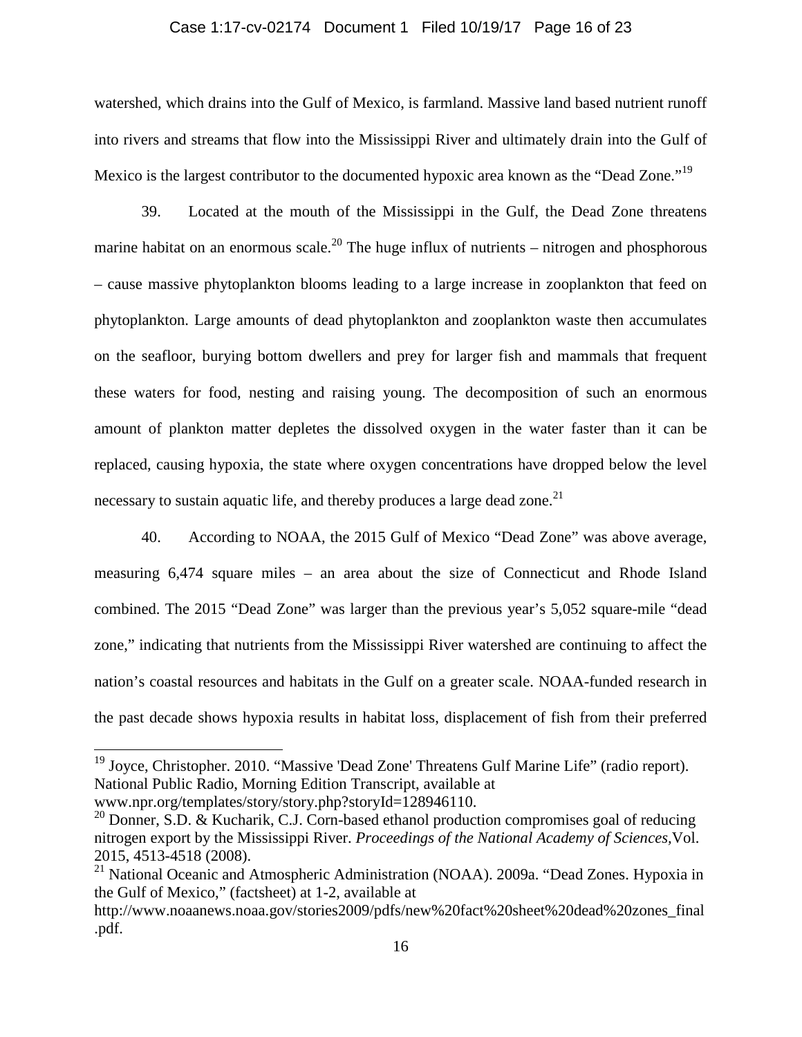watershed, which drains into the Gulf of Mexico, is farmland. Massive land based nutrient runoff into rivers and streams that flow into the Mississippi River and ultimately drain into the Gulf of Mexico is the largest contributor to the documented hypoxic area known as the "Dead Zone."[19]

39. Located at the mouth of the Mississippi in the Gulf, the Dead Zone threatens marine habitat on an enormous scale.[20] The huge influx of nutrients – nitrogen and phosphorous – cause massive phytoplankton blooms leading to a large increase in zooplankton that feed on phytoplankton. Large amounts of dead phytoplankton and zooplankton waste then accumulates on the seafloor, burying bottom dwellers and prey for larger fish and mammals that frequent these waters for food, nesting and raising young. The decomposition of such an enormous amount of plankton matter depletes the dissolved oxygen in the water faster than it can be replaced, causing hypoxia, the state where oxygen concentrations have dropped below the level necessary to sustain aquatic life, and thereby produces a large dead zone.[21]

40. According to NOAA, the 2015 Gulf of Mexico "Dead Zone" was above average, measuring 6,474 square miles – an area about the size of Connecticut and Rhode Island combined. The 2015 "Dead Zone" was larger than the previous year's 5,052 square-mile "dead zone," indicating that nutrients from the Mississippi River watershed are continuing to affect the nation's coastal resources and habitats in the Gulf on a greater scale. NOAA-funded research in the past decade shows hypoxia results in habitat loss, displacement of fish from their preferred

---

[19] Joyce, Christopher. 2010. "Massive 'Dead Zone' Threatens Gulf Marine Life" (radio report). National Public Radio, Morning Edition Transcript, available at www.npr.org/templates/story/story.php?storyId=128946110.

[20] Donner, S.D. & Kucharik, C.J. Corn-based ethanol production compromises goal of reducing nitrogen export by the Mississippi River. *Proceedings of the National Academy of Sciences,* Vol. 2015, 4513-4518 (2008).

[21] National Oceanic and Atmospheric Administration (NOAA). 2009a. "Dead Zones. Hypoxia in the Gulf of Mexico," (factsheet) at 1-2, available at http://www.noaanews.noaa.gov/stories2009/pdfs/new%20fact%20sheet%20dead%20zones_final.pdf.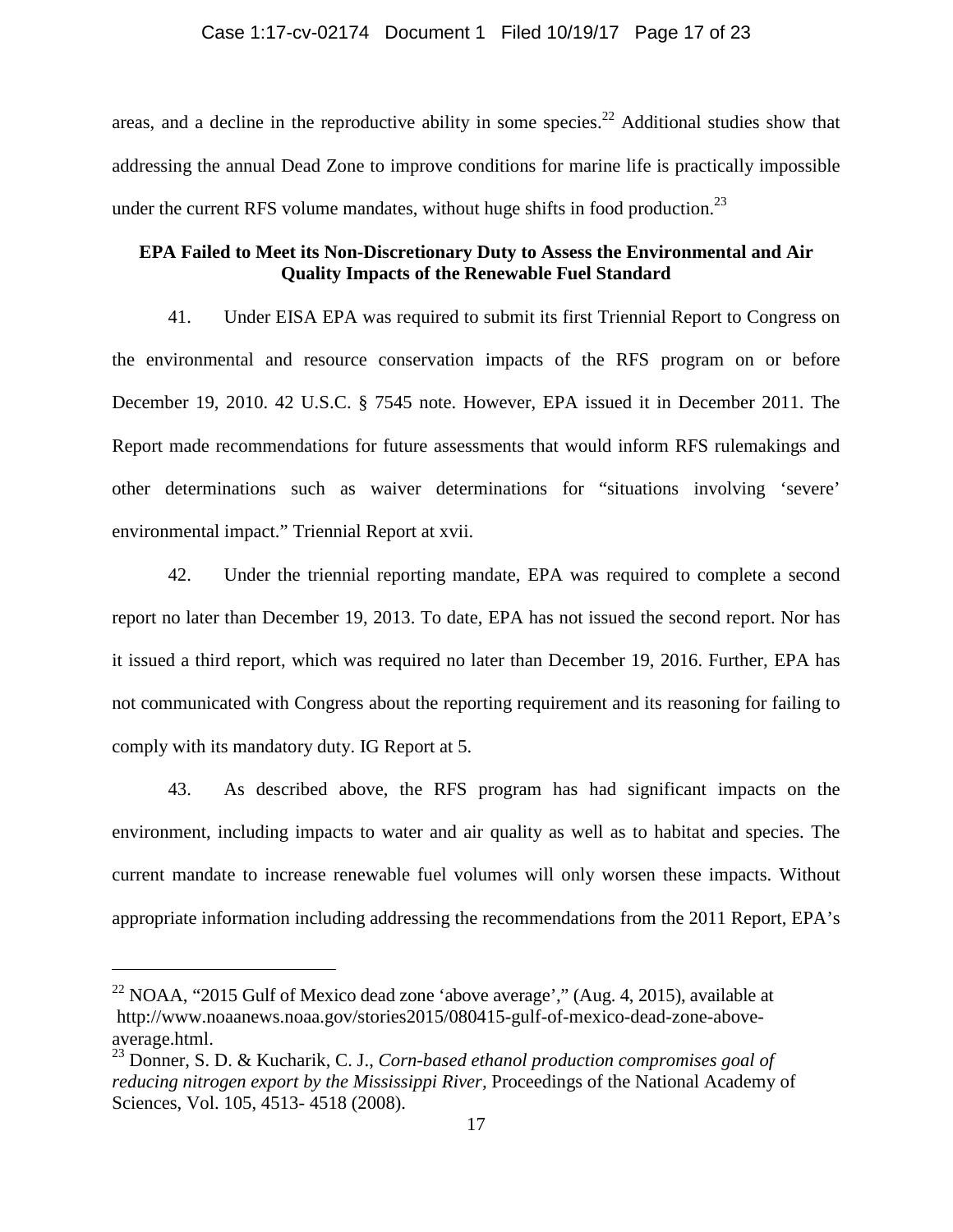areas, and a decline in the reproductive ability in some species.[22] Additional studies show that addressing the annual Dead Zone to improve conditions for marine life is practically impossible under the current RFS volume mandates, without huge shifts in food production.[23]

**EPA Failed to Meet its Non-Discretionary Duty to Assess the Environmental and Air Quality Impacts of the Renewable Fuel Standard**

41. Under EISA EPA was required to submit its first Triennial Report to Congress on the environmental and resource conservation impacts of the RFS program on or before December 19, 2010. 42 U.S.C. § 7545 note. However, EPA issued it in December 2011. The Report made recommendations for future assessments that would inform RFS rulemakings and other determinations such as waiver determinations for "situations involving 'severe' environmental impact." Triennial Report at xvii.

42. Under the triennial reporting mandate, EPA was required to complete a second report no later than December 19, 2013. To date, EPA has not issued the second report. Nor has it issued a third report, which was required no later than December 19, 2016. Further, EPA has not communicated with Congress about the reporting requirement and its reasoning for failing to comply with its mandatory duty. IG Report at 5.

43. As described above, the RFS program has had significant impacts on the environment, including impacts to water and air quality as well as to habitat and species. The current mandate to increase renewable fuel volumes will only worsen these impacts. Without appropriate information including addressing the recommendations from the 2011 Report, EPA's

---

[22] NOAA, "2015 Gulf of Mexico dead zone 'above average'," (Aug. 4, 2015), available at http://www.noaanews.noaa.gov/stories2015/080415-gulf-of-mexico-dead-zone-above-average.html.

[23] Donner, S. D. & Kucharik, C. J., *Corn-based ethanol production compromises goal of reducing nitrogen export by the Mississippi River,* Proceedings of the National Academy of Sciences, Vol. 105, 4513- 4518 (2008).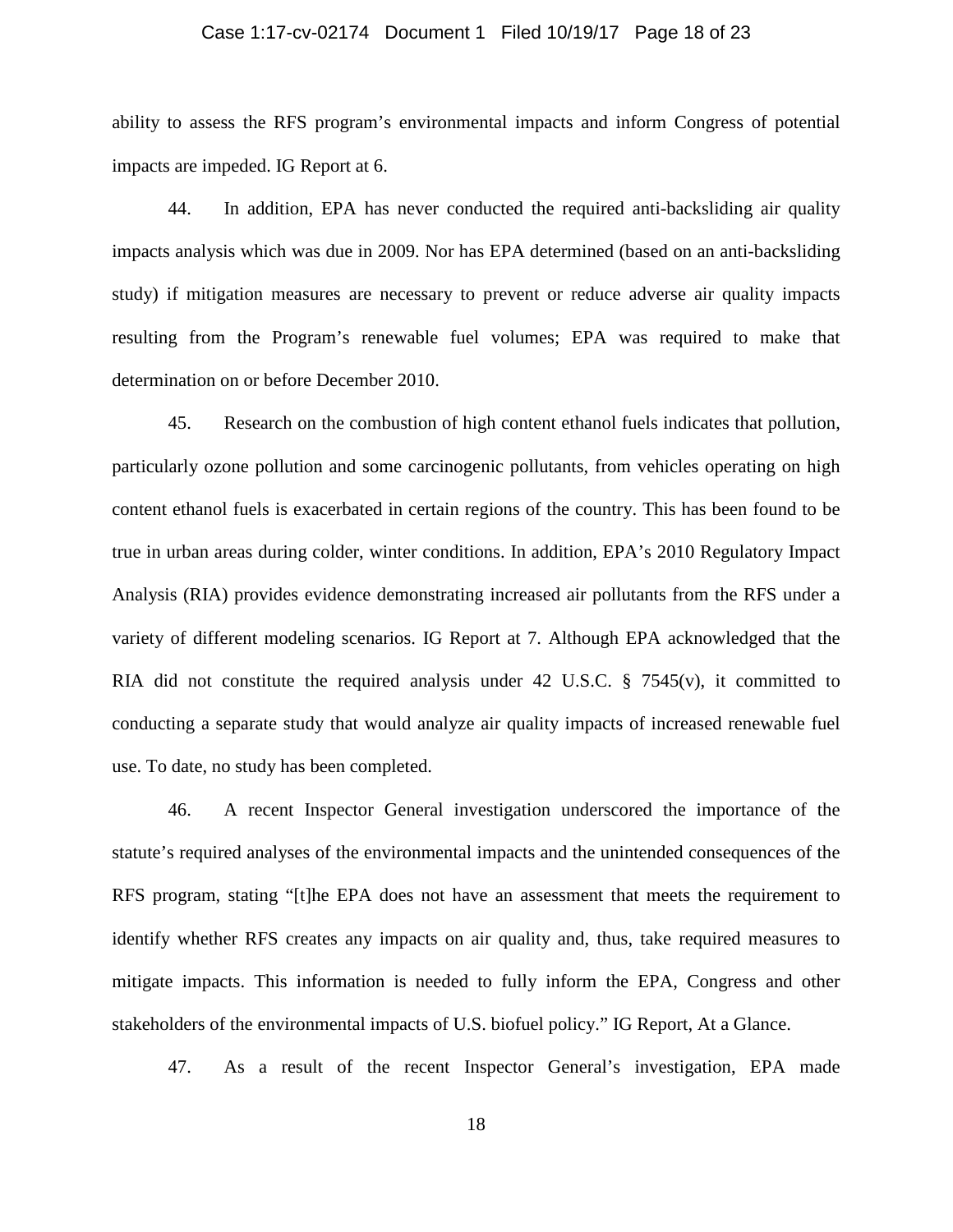ability to assess the RFS program's environmental impacts and inform Congress of potential impacts are impeded. IG Report at 6.

44. In addition, EPA has never conducted the required anti-backsliding air quality impacts analysis which was due in 2009. Nor has EPA determined (based on an anti-backsliding study) if mitigation measures are necessary to prevent or reduce adverse air quality impacts resulting from the Program's renewable fuel volumes; EPA was required to make that determination on or before December 2010.

45. Research on the combustion of high content ethanol fuels indicates that pollution, particularly ozone pollution and some carcinogenic pollutants, from vehicles operating on high content ethanol fuels is exacerbated in certain regions of the country. This has been found to be true in urban areas during colder, winter conditions. In addition, EPA's 2010 Regulatory Impact Analysis (RIA) provides evidence demonstrating increased air pollutants from the RFS under a variety of different modeling scenarios. IG Report at 7. Although EPA acknowledged that the RIA did not constitute the required analysis under 42 U.S.C. § 7545(v), it committed to conducting a separate study that would analyze air quality impacts of increased renewable fuel use. To date, no study has been completed.

46. A recent Inspector General investigation underscored the importance of the statute's required analyses of the environmental impacts and the unintended consequences of the RFS program, stating "[t]he EPA does not have an assessment that meets the requirement to identify whether RFS creates any impacts on air quality and, thus, take required measures to mitigate impacts. This information is needed to fully inform the EPA, Congress and other stakeholders of the environmental impacts of U.S. biofuel policy." IG Report, At a Glance.

47. As a result of the recent Inspector General's investigation, EPA made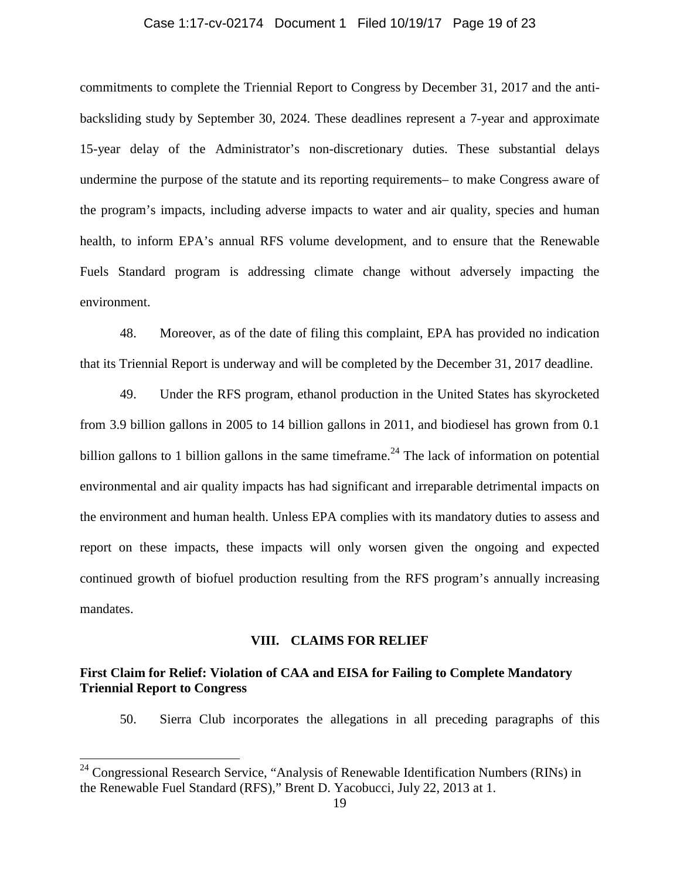commitments to complete the Triennial Report to Congress by December 31, 2017 and the anti-backsliding study by September 30, 2024. These deadlines represent a 7-year and approximate 15-year delay of the Administrator's non-discretionary duties. These substantial delays undermine the purpose of the statute and its reporting requirements– to make Congress aware of the program's impacts, including adverse impacts to water and air quality, species and human health, to inform EPA's annual RFS volume development, and to ensure that the Renewable Fuels Standard program is addressing climate change without adversely impacting the environment.

48. Moreover, as of the date of filing this complaint, EPA has provided no indication that its Triennial Report is underway and will be completed by the December 31, 2017 deadline.

49. Under the RFS program, ethanol production in the United States has skyrocketed from 3.9 billion gallons in 2005 to 14 billion gallons in 2011, and biodiesel has grown from 0.1 billion gallons to 1 billion gallons in the same timeframe.[24] The lack of information on potential environmental and air quality impacts has had significant and irreparable detrimental impacts on the environment and human health. Unless EPA complies with its mandatory duties to assess and report on these impacts, these impacts will only worsen given the ongoing and expected continued growth of biofuel production resulting from the RFS program's annually increasing mandates.

## VIII. CLAIMS FOR RELIEF

### First Claim for Relief: Violation of CAA and EISA for Failing to Complete Mandatory Triennial Report to Congress

50. Sierra Club incorporates the allegations in all preceding paragraphs of this

---

[24] Congressional Research Service, "Analysis of Renewable Identification Numbers (RINs) in the Renewable Fuel Standard (RFS)," Brent D. Yacobucci, July 22, 2013 at 1.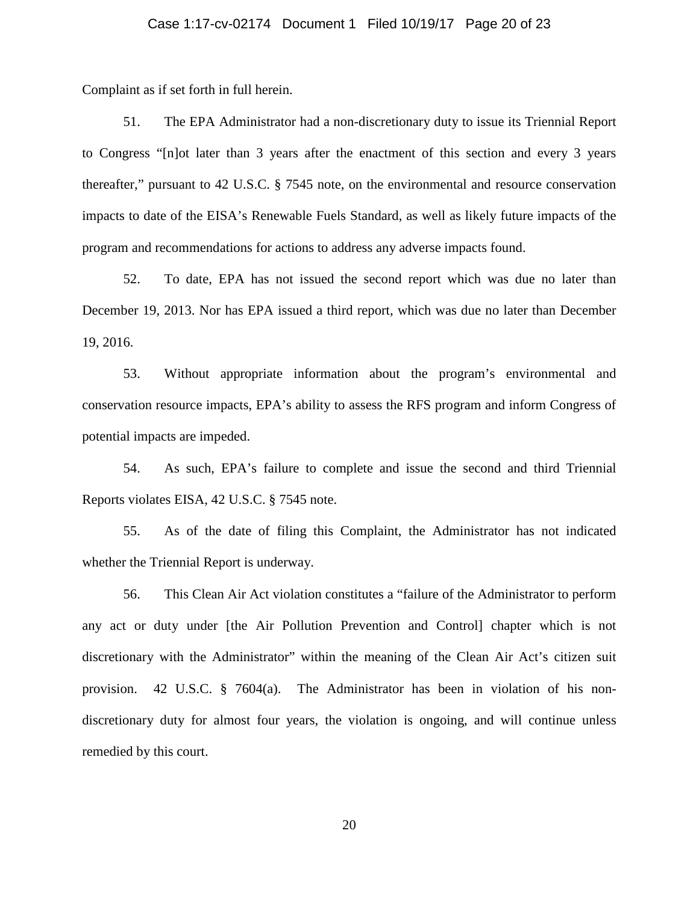Complaint as if set forth in full herein.

51. The EPA Administrator had a non-discretionary duty to issue its Triennial Report to Congress "[n]ot later than 3 years after the enactment of this section and every 3 years thereafter," pursuant to 42 U.S.C. § 7545 note, on the environmental and resource conservation impacts to date of the EISA's Renewable Fuels Standard, as well as likely future impacts of the program and recommendations for actions to address any adverse impacts found.

52. To date, EPA has not issued the second report which was due no later than December 19, 2013. Nor has EPA issued a third report, which was due no later than December 19, 2016.

53. Without appropriate information about the program's environmental and conservation resource impacts, EPA's ability to assess the RFS program and inform Congress of potential impacts are impeded.

54. As such, EPA's failure to complete and issue the second and third Triennial Reports violates EISA, 42 U.S.C. § 7545 note.

55. As of the date of filing this Complaint, the Administrator has not indicated whether the Triennial Report is underway.

56. This Clean Air Act violation constitutes a "failure of the Administrator to perform any act or duty under [the Air Pollution Prevention and Control] chapter which is not discretionary with the Administrator" within the meaning of the Clean Air Act's citizen suit provision. 42 U.S.C. § 7604(a). The Administrator has been in violation of his non-discretionary duty for almost four years, the violation is ongoing, and will continue unless remedied by this court.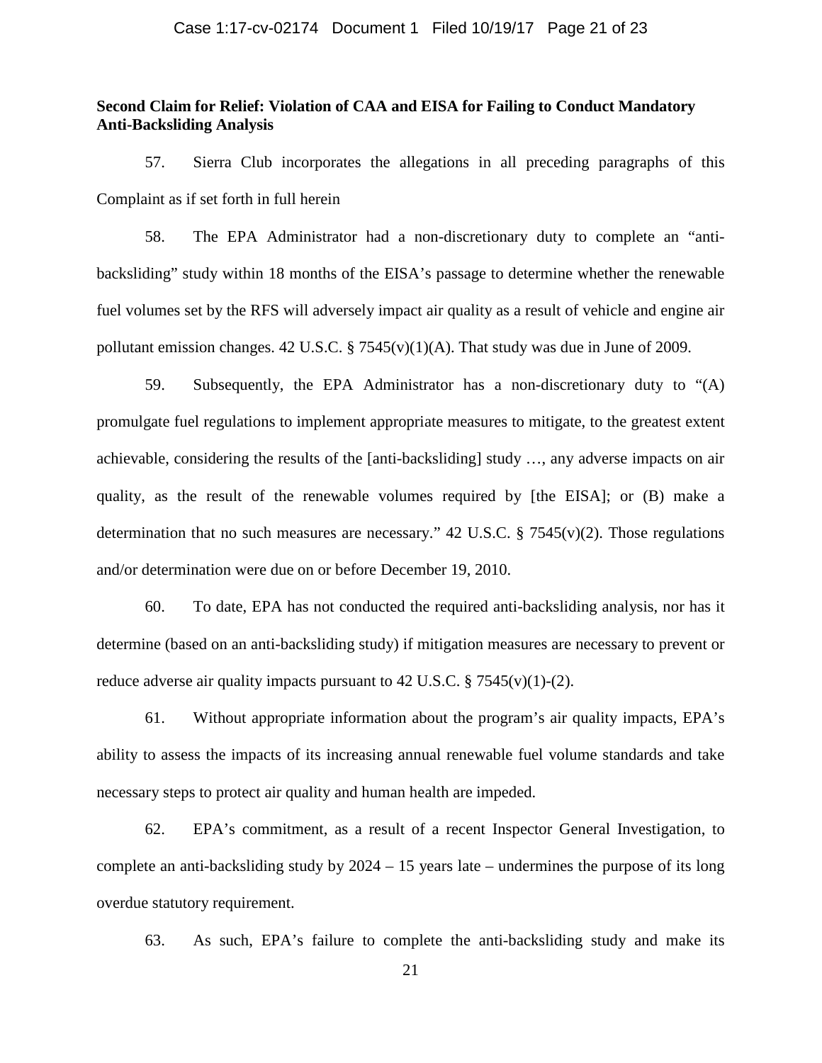**Second Claim for Relief: Violation of CAA and EISA for Failing to Conduct Mandatory Anti-Backsliding Analysis**

57. Sierra Club incorporates the allegations in all preceding paragraphs of this Complaint as if set forth in full herein

58. The EPA Administrator had a non-discretionary duty to complete an "anti-backsliding" study within 18 months of the EISA's passage to determine whether the renewable fuel volumes set by the RFS will adversely impact air quality as a result of vehicle and engine air pollutant emission changes. 42 U.S.C. § 7545(v)(1)(A). That study was due in June of 2009.

59. Subsequently, the EPA Administrator has a non-discretionary duty to "(A) promulgate fuel regulations to implement appropriate measures to mitigate, to the greatest extent achievable, considering the results of the [anti-backsliding] study …, any adverse impacts on air quality, as the result of the renewable volumes required by [the EISA]; or (B) make a determination that no such measures are necessary." 42 U.S.C. § 7545(v)(2). Those regulations and/or determination were due on or before December 19, 2010.

60. To date, EPA has not conducted the required anti-backsliding analysis, nor has it determine (based on an anti-backsliding study) if mitigation measures are necessary to prevent or reduce adverse air quality impacts pursuant to 42 U.S.C. § 7545(v)(1)-(2).

61. Without appropriate information about the program's air quality impacts, EPA's ability to assess the impacts of its increasing annual renewable fuel volume standards and take necessary steps to protect air quality and human health are impeded.

62. EPA's commitment, as a result of a recent Inspector General Investigation, to complete an anti-backsliding study by 2024 – 15 years late – undermines the purpose of its long overdue statutory requirement.

63. As such, EPA's failure to complete the anti-backsliding study and make its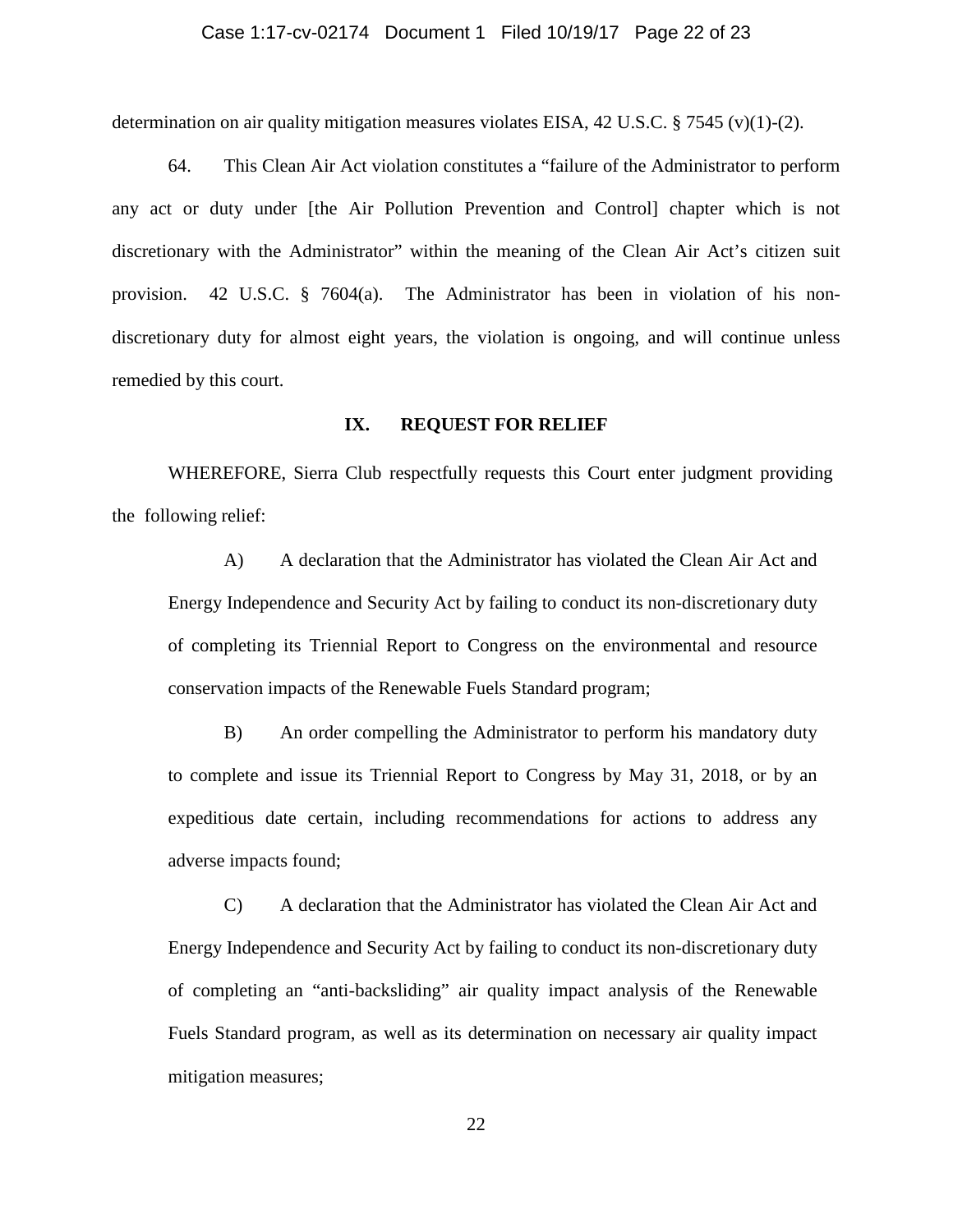determination on air quality mitigation measures violates EISA, 42 U.S.C. § 7545 (v)(1)-(2).

64. This Clean Air Act violation constitutes a "failure of the Administrator to perform any act or duty under [the Air Pollution Prevention and Control] chapter which is not discretionary with the Administrator" within the meaning of the Clean Air Act's citizen suit provision. 42 U.S.C. § 7604(a). The Administrator has been in violation of his non-discretionary duty for almost eight years, the violation is ongoing, and will continue unless remedied by this court.

## IX. REQUEST FOR RELIEF

WHEREFORE, Sierra Club respectfully requests this Court enter judgment providing the following relief:

A) A declaration that the Administrator has violated the Clean Air Act and Energy Independence and Security Act by failing to conduct its non-discretionary duty of completing its Triennial Report to Congress on the environmental and resource conservation impacts of the Renewable Fuels Standard program;

B) An order compelling the Administrator to perform his mandatory duty to complete and issue its Triennial Report to Congress by May 31, 2018, or by an expeditious date certain, including recommendations for actions to address any adverse impacts found;

C) A declaration that the Administrator has violated the Clean Air Act and Energy Independence and Security Act by failing to conduct its non-discretionary duty of completing an "anti-backsliding" air quality impact analysis of the Renewable Fuels Standard program, as well as its determination on necessary air quality impact mitigation measures;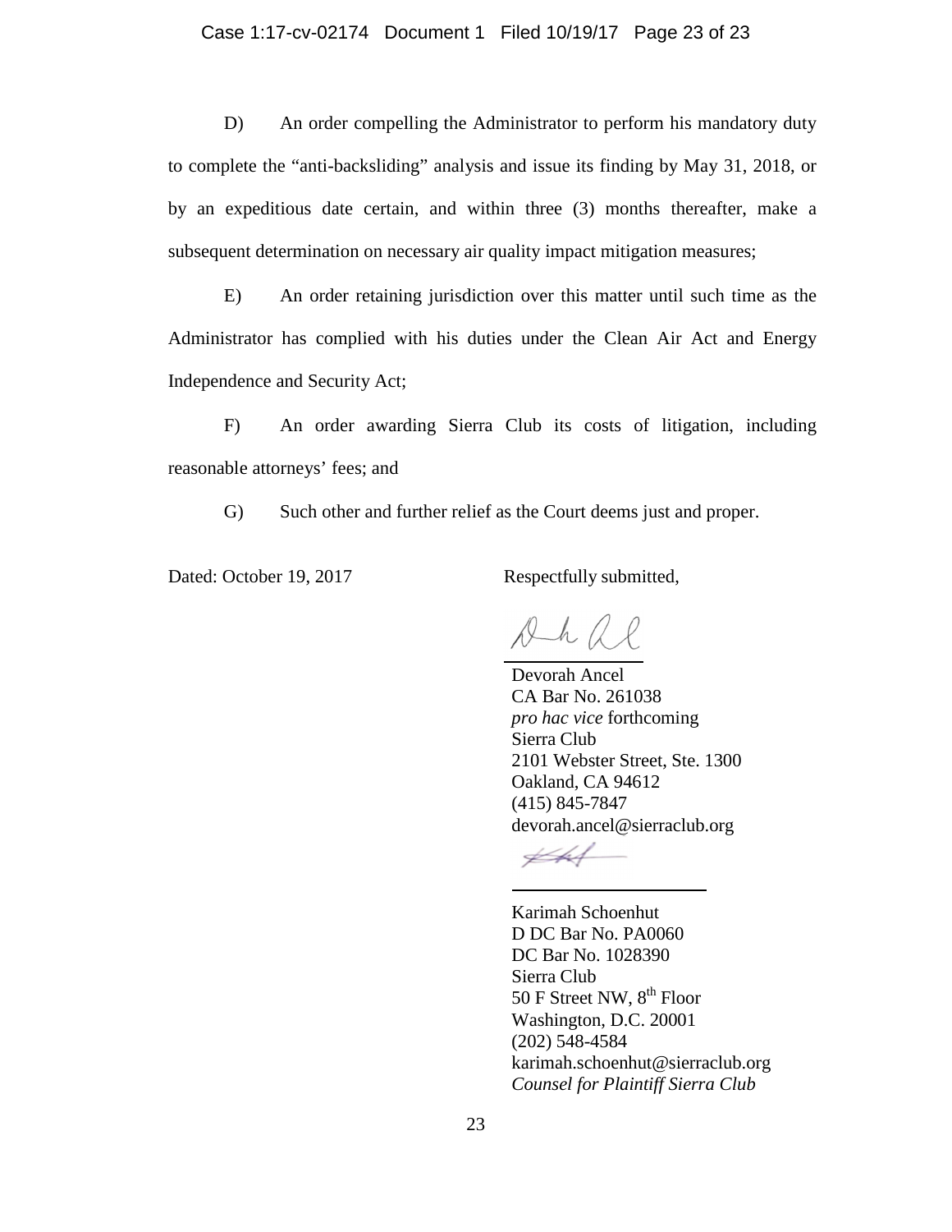D) An order compelling the Administrator to perform his mandatory duty to complete the "anti-backsliding" analysis and issue its finding by May 31, 2018, or by an expeditious date certain, and within three (3) months thereafter, make a subsequent determination on necessary air quality impact mitigation measures;

E) An order retaining jurisdiction over this matter until such time as the Administrator has complied with his duties under the Clean Air Act and Energy Independence and Security Act;

F) An order awarding Sierra Club its costs of litigation, including reasonable attorneys' fees; and

G) Such other and further relief as the Court deems just and proper.

Dated: October 19, 2017

Respectfully submitted,

Devorah Ancel
CA Bar No. 261038
*pro hac vice* forthcoming
Sierra Club
2101 Webster Street, Ste. 1300
Oakland, CA 94612
(415) 845-7847
devorah.ancel@sierraclub.org

Karimah Schoenhut
D DC Bar No. PA0060
DC Bar No. 1028390
Sierra Club
50 F Street NW, 8th Floor
Washington, D.C. 20001
(202) 548-4584
karimah.schoenhut@sierraclub.org
*Counsel for Plaintiff Sierra Club*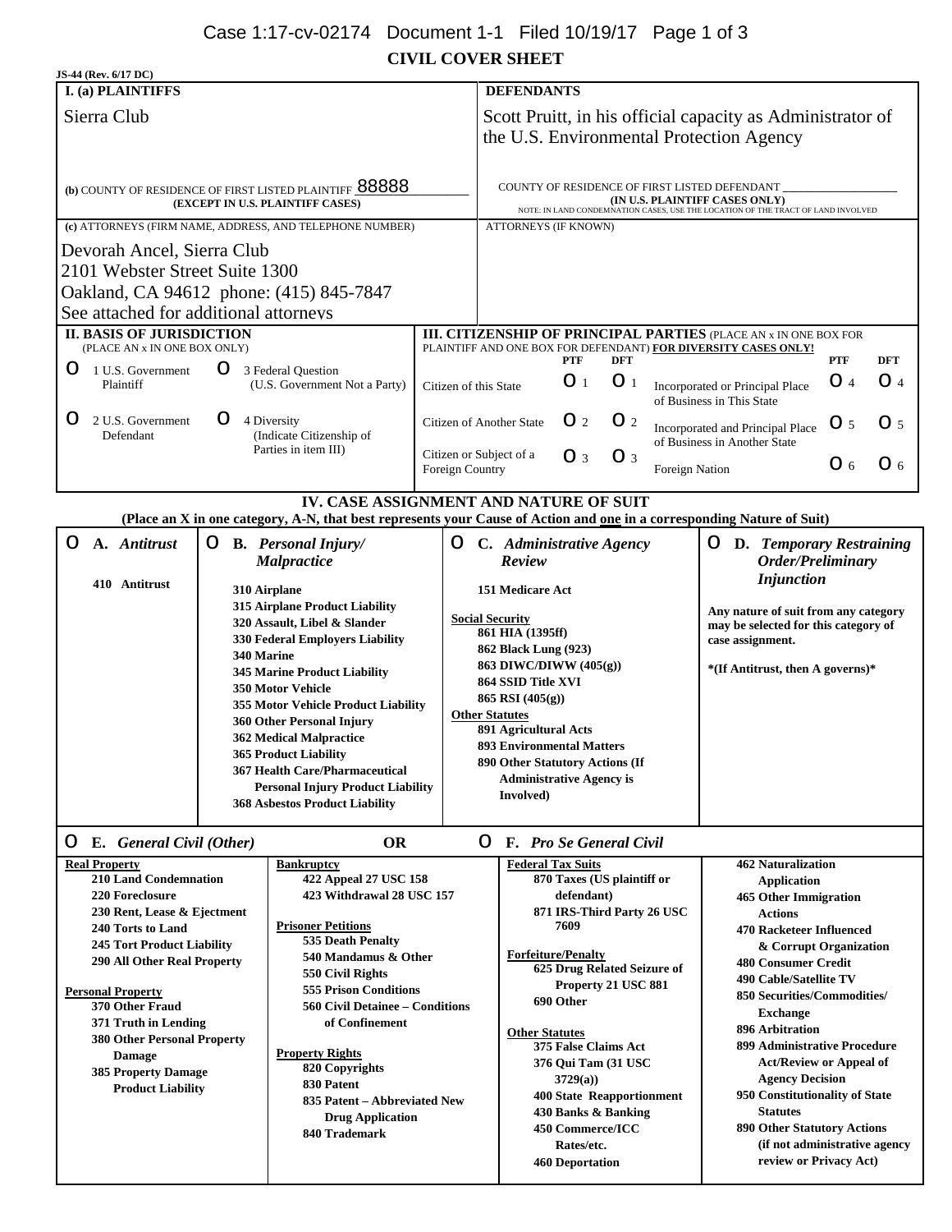# CIVIL COVER SHEET

JS-44 (Rev. 6/17 DC)

| I. (a) PLAINTIFFS | DEFENDANTS |
|---|---|
| Sierra Club | Scott Pruitt, in his official capacity as Administrator of the U.S. Environmental Protection Agency |
| (b) COUNTY OF RESIDENCE OF FIRST LISTED PLAINTIFF 88888 (EXCEPT IN U.S. PLAINTIFF CASES) | COUNTY OF RESIDENCE OF FIRST LISTED DEFENDANT ___ (IN U.S. PLAINTIFF CASES ONLY) NOTE: IN LAND CONDEMNATION CASES, USE THE LOCATION OF THE TRACT OF LAND INVOLVED |
| (c) ATTORNEYS (FIRM NAME, ADDRESS, AND TELEPHONE NUMBER) | ATTORNEYS (IF KNOWN) |
| Devorah Ancel, Sierra Club<br>2101 Webster Street Suite 1300<br>Oakland, CA 94612 phone: (415) 845-7847<br>See attached for additional attorneys | |

## II. BASIS OF JURISDICTION
(PLACE AN x IN ONE BOX ONLY)

- O 1 U.S. Government Plaintiff
- O 3 Federal Question (U.S. Government Not a Party)
- O 2 U.S. Government Defendant
- O 4 Diversity (Indicate Citizenship of Parties in item III)

## III. CITIZENSHIP OF PRINCIPAL PARTIES
(PLACE AN x IN ONE BOX FOR PLAINTIFF AND ONE BOX FOR DEFENDANT) **FOR DIVERSITY CASES ONLY!**

| | PTF | DFT | | PTF | DFT |
|---|---|---|---|---|---|
| Citizen of this State | O 1 | O 1 | Incorporated or Principal Place of Business in This State | O 4 | O 4 |
| Citizen of Another State | O 2 | O 2 | Incorporated and Principal Place of Business in Another State | O 5 | O 5 |
| Citizen or Subject of a Foreign Country | O 3 | O 3 | Foreign Nation | O 6 | O 6 |

## IV. CASE ASSIGNMENT AND NATURE OF SUIT
**(Place an X in one category, A-N, that best represents your Cause of Action and one in a corresponding Nature of Suit)**

**O A. *Antitrust***
- 410 Antitrust

**O B. *Personal Injury/ Malpractice***
- 310 Airplane
- 315 Airplane Product Liability
- 320 Assault, Libel & Slander
- 330 Federal Employers Liability
- 340 Marine
- 345 Marine Product Liability
- 350 Motor Vehicle
- 355 Motor Vehicle Product Liability
- 360 Other Personal Injury
- 362 Medical Malpractice
- 365 Product Liability
- 367 Health Care/Pharmaceutical Personal Injury Product Liability
- 368 Asbestos Product Liability

**O C. *Administrative Agency Review***
- 151 Medicare Act

Social Security
- 861 HIA (1395ff)
- 862 Black Lung (923)
- 863 DIWC/DIWW (405(g))
- 864 SSID Title XVI
- 865 RSI (405(g))

Other Statutes
- 891 Agricultural Acts
- 893 Environmental Matters
- 890 Other Statutory Actions (If Administrative Agency is Involved)

**O D. *Temporary Restraining Order/Preliminary Injunction***

Any nature of suit from any category may be selected for this category of case assignment.

*(If Antitrust, then A governs)*

**O E. *General Civil (Other)*** **OR** **O F. *Pro Se General Civil***

Real Property
- 210 Land Condemnation
- 220 Foreclosure
- 230 Rent, Lease & Ejectment
- 240 Torts to Land
- 245 Tort Product Liability
- 290 All Other Real Property

Personal Property
- 370 Other Fraud
- 371 Truth in Lending
- 380 Other Personal Property Damage
- 385 Property Damage Product Liability

Bankruptcy
- 422 Appeal 27 USC 158
- 423 Withdrawal 28 USC 157

Prisoner Petitions
- 535 Death Penalty
- 540 Mandamus & Other
- 550 Civil Rights
- 555 Prison Conditions
- 560 Civil Detainee – Conditions of Confinement

Property Rights
- 820 Copyrights
- 830 Patent
- 835 Patent – Abbreviated New Drug Application
- 840 Trademark

Federal Tax Suits
- 870 Taxes (US plaintiff or defendant)
- 871 IRS-Third Party 26 USC 7609

Forfeiture/Penalty
- 625 Drug Related Seizure of Property 21 USC 881
- 690 Other

Other Statutes
- 375 False Claims Act
- 376 Qui Tam (31 USC 3729(a))
- 400 State Reapportionment
- 430 Banks & Banking
- 450 Commerce/ICC Rates/etc.
- 460 Deportation
- 462 Naturalization Application
- 465 Other Immigration Actions
- 470 Racketeer Influenced & Corrupt Organization
- 480 Consumer Credit
- 490 Cable/Satellite TV
- 850 Securities/Commodities/ Exchange
- 896 Arbitration
- 899 Administrative Procedure Act/Review or Appeal of Agency Decision
- 950 Constitutionality of State Statutes
- 890 Other Statutory Actions (if not administrative agency review or Privacy Act)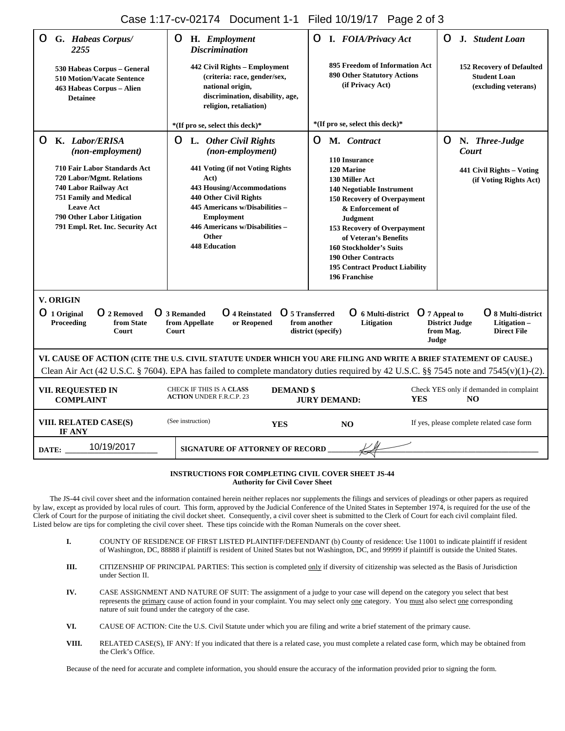| O G. *Habeas Corpus/ 2255* | O H. *Employment Discrimination* | O I. *FOIA/Privacy Act* | O J. *Student Loan* |
|---|---|---|---|
| **530 Habeas Corpus – General**<br>**510 Motion/Vacate Sentence**<br>**463 Habeas Corpus – Alien Detainee** | **442 Civil Rights – Employment (criteria: race, gender/sex, national origin, discrimination, disability, age, religion, retaliation)**<br><br>**\*(If pro se, select this deck)\*** | **895 Freedom of Information Act**<br>**890 Other Statutory Actions (if Privacy Act)**<br><br>**\*(If pro se, select this deck)\*** | **152 Recovery of Defaulted Student Loan (excluding veterans)** |
| O K. *Labor/ERISA (non-employment)* | O L. *Other Civil Rights (non-employment)* | O M. *Contract* | O N. *Three-Judge Court* |
| **710 Fair Labor Standards Act**<br>**720 Labor/Mgmt. Relations**<br>**740 Labor Railway Act**<br>**751 Family and Medical Leave Act**<br>**790 Other Labor Litigation**<br>**791 Empl. Ret. Inc. Security Act** | **441 Voting (if not Voting Rights Act)**<br>**443 Housing/Accommodations**<br>**440 Other Civil Rights**<br>**445 Americans w/Disabilities – Employment**<br>**446 Americans w/Disabilities – Other**<br>**448 Education** | **110 Insurance**<br>**120 Marine**<br>**130 Miller Act**<br>**140 Negotiable Instrument**<br>**150 Recovery of Overpayment & Enforcement of Judgment**<br>**153 Recovery of Overpayment of Veteran's Benefits**<br>**160 Stockholder's Suits**<br>**190 Other Contracts**<br>**195 Contract Product Liability**<br>**196 Franchise** | **441 Civil Rights – Voting (if Voting Rights Act)** |

**V. ORIGIN**

O **1 Original Proceeding** O **2 Removed from State Court** O **3 Remanded from Appellate Court** O **4 Reinstated or Reopened** O **5 Transferred from another district (specify)** O **6 Multi-district Litigation** O **7 Appeal to District Judge from Mag. Judge** O **8 Multi-district Litigation – Direct File**

**VI. CAUSE OF ACTION (CITE THE U.S. CIVIL STATUTE UNDER WHICH YOU ARE FILING AND WRITE A BRIEF STATEMENT OF CAUSE.)**
Clean Air Act (42 U.S.C. § 7604). EPA has failed to complete mandatory duties required by 42 U.S.C. §§ 7545 note and 7545(v)(1)-(2).

| **VII. REQUESTED IN COMPLAINT** | CHECK IF THIS IS A **CLASS ACTION** UNDER F.R.C.P. 23 | **DEMAND $** **JURY DEMAND:** | Check YES only if demanded in complaint **YES** **NO** |
|---|---|---|---|
| **VIII. RELATED CASE(S) IF ANY** | (See instruction) | **YES** **NO** | If yes, please complete related case form |

**DATE:** 10/19/2017 **SIGNATURE OF ATTORNEY OF RECORD** _[signature]_

**INSTRUCTIONS FOR COMPLETING CIVIL COVER SHEET JS-44**
**Authority for Civil Cover Sheet**

The JS-44 civil cover sheet and the information contained herein neither replaces nor supplements the filings and services of pleadings or other papers as required by law, except as provided by local rules of court. This form, approved by the Judicial Conference of the United States in September 1974, is required for the use of the Clerk of Court for the purpose of initiating the civil docket sheet. Consequently, a civil cover sheet is submitted to the Clerk of Court for each civil complaint filed. Listed below are tips for completing the civil cover sheet. These tips coincide with the Roman Numerals on the cover sheet.

**I.** COUNTY OF RESIDENCE OF FIRST LISTED PLAINTIFF/DEFENDANT (b) County of residence: Use 11001 to indicate plaintiff if resident of Washington, DC, 88888 if plaintiff is resident of United States but not Washington, DC, and 99999 if plaintiff is outside the United States.

**III.** CITIZENSHIP OF PRINCIPAL PARTIES: This section is completed only if diversity of citizenship was selected as the Basis of Jurisdiction under Section II.

**IV.** CASE ASSIGNMENT AND NATURE OF SUIT: The assignment of a judge to your case will depend on the category you select that best represents the primary cause of action found in your complaint. You may select only one category. You must also select one corresponding nature of suit found under the category of the case.

**VI.** CAUSE OF ACTION: Cite the U.S. Civil Statute under which you are filing and write a brief statement of the primary cause.

**VIII.** RELATED CASE(S), IF ANY: If you indicated that there is a related case, you must complete a related case form, which may be obtained from the Clerk's Office.

Because of the need for accurate and complete information, you should ensure the accuracy of the information provided prior to signing the form.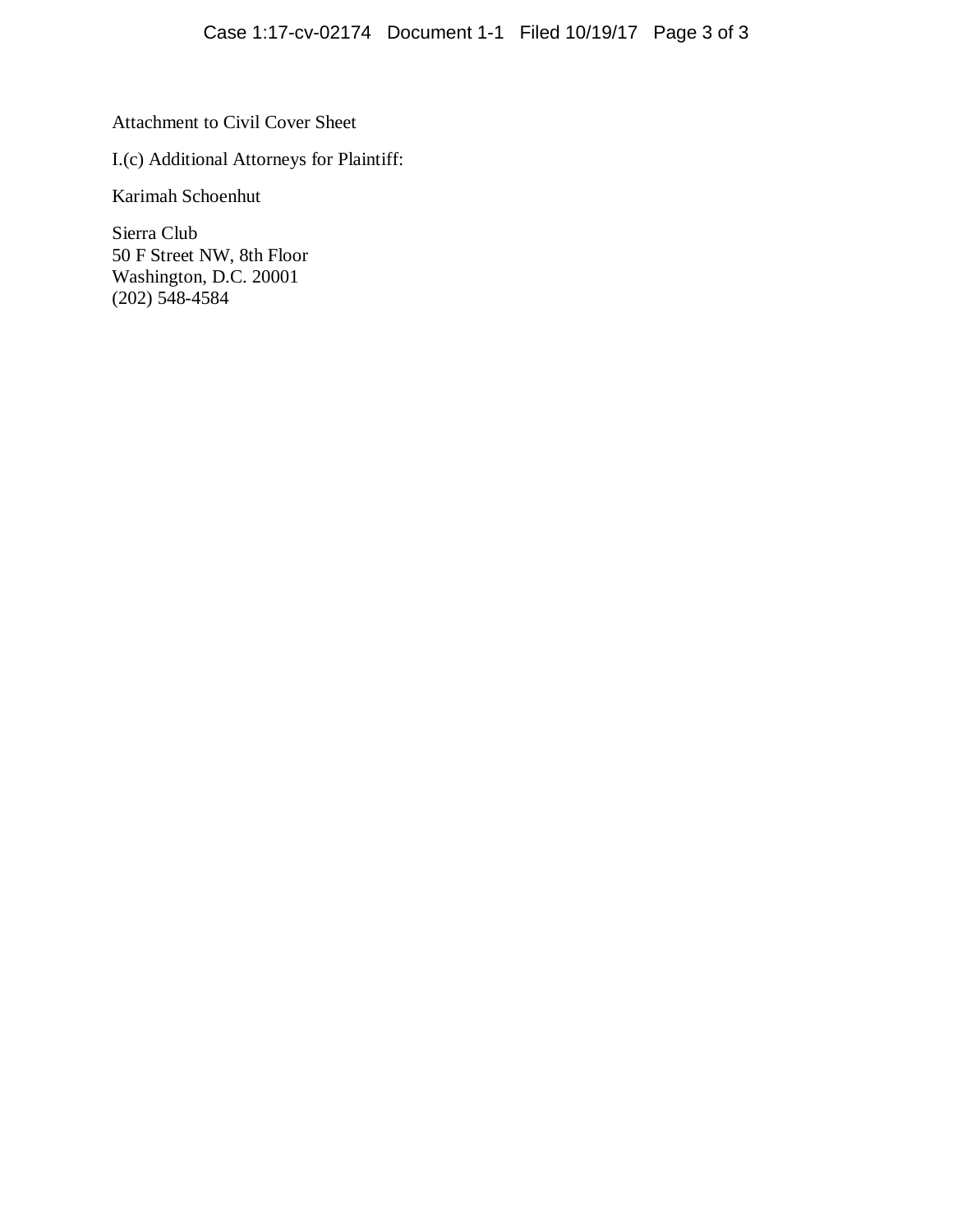Attachment to Civil Cover Sheet

I.(c) Additional Attorneys for Plaintiff:

Karimah Schoenhut

Sierra Club
50 F Street NW, 8th Floor
Washington, D.C. 20001
(202) 548-4584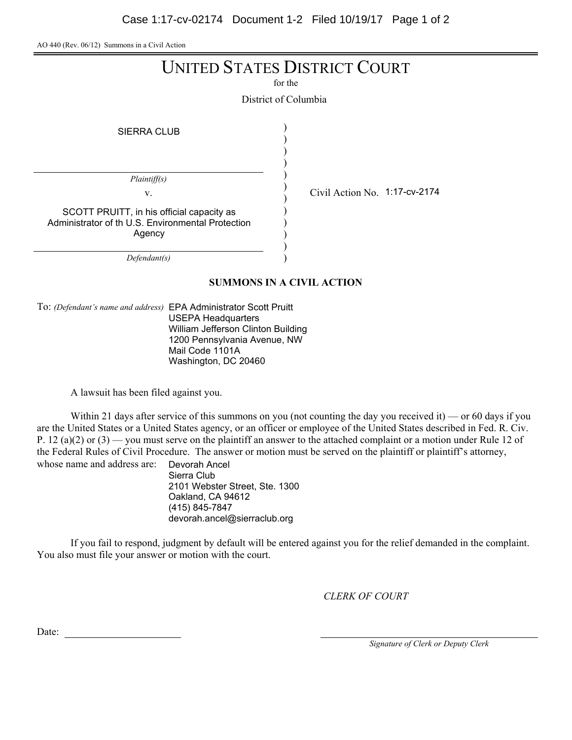AO 440 (Rev. 06/12) Summons in a Civil Action

# UNITED STATES DISTRICT COURT

for the

District of Columbia

| | | |
|---|---|---|
| SIERRA CLUB | ) | |
| *Plaintiff(s)* | ) | |
| v. | ) | Civil Action No. 1:17-cv-2174 |
| SCOTT PRUITT, in his official capacity as Administrator of th U.S. Environmental Protection Agency | ) | |
| *Defendant(s)* | ) | |

## SUMMONS IN A CIVIL ACTION

To: *(Defendant's name and address)* EPA Administrator Scott Pruitt
USEPA Headquarters
William Jefferson Clinton Building
1200 Pennsylvania Avenue, NW
Mail Code 1101A
Washington, DC 20460

A lawsuit has been filed against you.

Within 21 days after service of this summons on you (not counting the day you received it) — or 60 days if you are the United States or a United States agency, or an officer or employee of the United States described in Fed. R. Civ. P. 12 (a)(2) or (3) — you must serve on the plaintiff an answer to the attached complaint or a motion under Rule 12 of the Federal Rules of Civil Procedure. The answer or motion must be served on the plaintiff or plaintiff's attorney, whose name and address are: Devorah Ancel
Sierra Club
2101 Webster Street, Ste. 1300
Oakland, CA 94612
(415) 845-7847
devorah.ancel@sierraclub.org

If you fail to respond, judgment by default will be entered against you for the relief demanded in the complaint. You also must file your answer or motion with the court.

*CLERK OF COURT*

Date: ____________________

____________________
*Signature of Clerk or Deputy Clerk*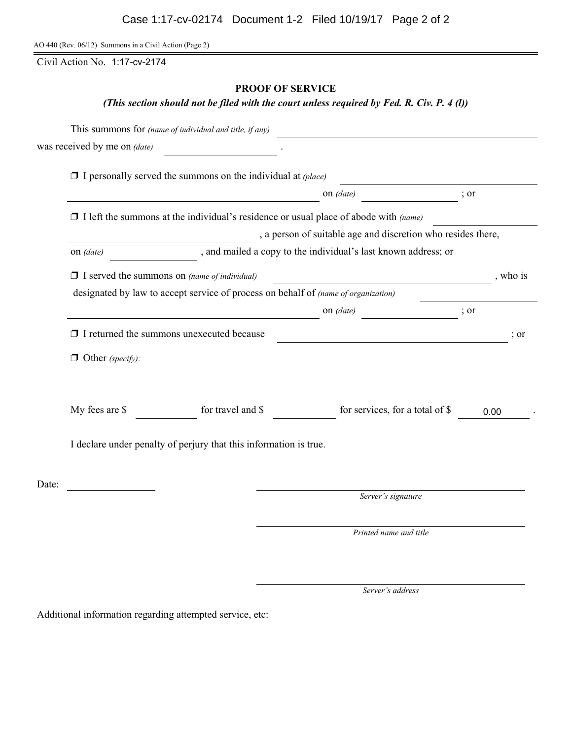AO 440 (Rev. 06/12) Summons in a Civil Action (Page 2)

Civil Action No. 1:17-cv-2174

## PROOF OF SERVICE

***(This section should not be filed with the court unless required by Fed. R. Civ. P. 4 (l))***

This summons for *(name of individual and title, if any)* ______________________________
was received by me on *(date)* ______________ .

❒ I personally served the summons on the individual at *(place)* ______________________________
______________________________ on *(date)* ______________ ; or

❒ I left the summons at the individual's residence or usual place of abode with *(name)* ______________
______________________________ , a person of suitable age and discretion who resides there,
on *(date)* ______________ , and mailed a copy to the individual's last known address; or

❒ I served the summons on *(name of individual)* ______________________________ , who is
designated by law to accept service of process on behalf of *(name of organization)* ______________
______________________________ on *(date)* ______________ ; or

❒ I returned the summons unexecuted because ______________________________ ; or

❒ Other *(specify)*:

My fees are $ ________ for travel and $ ________ for services, for a total of $ 0.00 .

I declare under penalty of perjury that this information is true.

Date: ______________

______________________________
*Server's signature*

______________________________
*Printed name and title*

______________________________
*Server's address*

Additional information regarding attempted service, etc: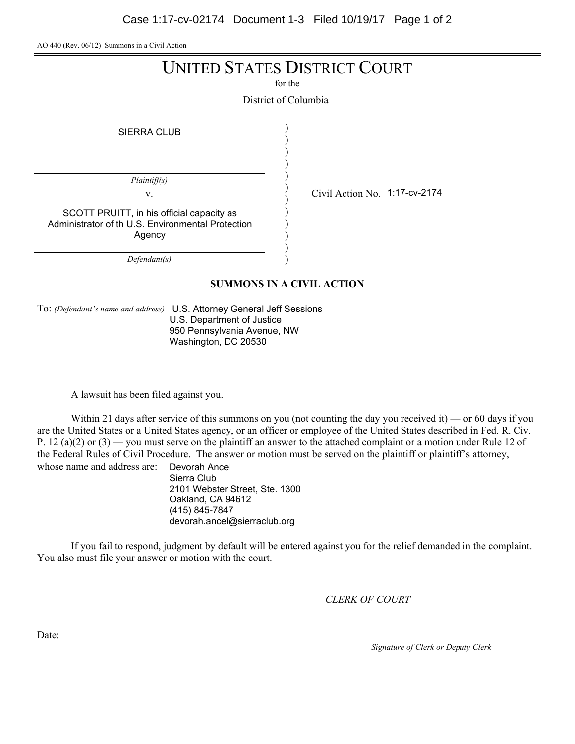AO 440 (Rev. 06/12) Summons in a Civil Action

# UNITED STATES DISTRICT COURT

for the

District of Columbia

SIERRA CLUB

*Plaintiff(s)*

v.

SCOTT PRUITT, in his official capacity as Administrator of th U.S. Environmental Protection Agency

*Defendant(s)*

Civil Action No. 1:17-cv-2174

## SUMMONS IN A CIVIL ACTION

To: *(Defendant's name and address)* U.S. Attorney General Jeff Sessions
U.S. Department of Justice
950 Pennsylvania Avenue, NW
Washington, DC 20530

A lawsuit has been filed against you.

Within 21 days after service of this summons on you (not counting the day you received it) — or 60 days if you are the United States or a United States agency, or an officer or employee of the United States described in Fed. R. Civ. P. 12 (a)(2) or (3) — you must serve on the plaintiff an answer to the attached complaint or a motion under Rule 12 of the Federal Rules of Civil Procedure. The answer or motion must be served on the plaintiff or plaintiff's attorney, whose name and address are:

Devorah Ancel
Sierra Club
2101 Webster Street, Ste. 1300
Oakland, CA 94612
(415) 845-7847
devorah.ancel@sierraclub.org

If you fail to respond, judgment by default will be entered against you for the relief demanded in the complaint. You also must file your answer or motion with the court.

*CLERK OF COURT*

Date: ______________________

______________________________
*Signature of Clerk or Deputy Clerk*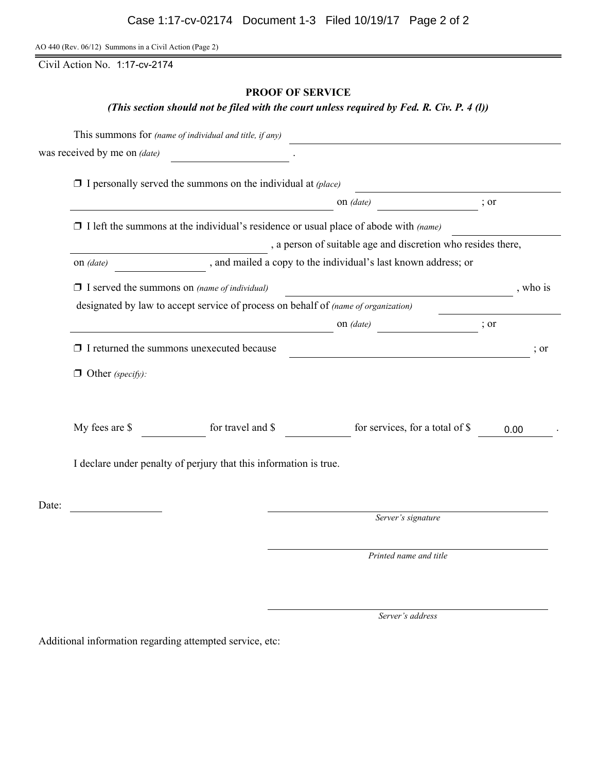AO 440 (Rev. 06/12) Summons in a Civil Action (Page 2)

Civil Action No. 1:17-cv-2174

## PROOF OF SERVICE

***(This section should not be filed with the court unless required by Fed. R. Civ. P. 4 (l))***

This summons for *(name of individual and title, if any)* ______________________________
was received by me on *(date)* ____________ .

❒ I personally served the summons on the individual at *(place)* ______________________________ on *(date)* ____________ ; or

❒ I left the summons at the individual's residence or usual place of abode with *(name)* ______________________________ , a person of suitable age and discretion who resides there, on *(date)* ____________ , and mailed a copy to the individual's last known address; or

❒ I served the summons on *(name of individual)* ______________________________ , who is designated by law to accept service of process on behalf of *(name of organization)* ______________________________ on *(date)* ____________ ; or

❒ I returned the summons unexecuted because ______________________________ ; or

❒ Other *(specify)*:

My fees are $ ________ for travel and $ ________ for services, for a total of $ 0.00 .

I declare under penalty of perjury that this information is true.

Date: ____________

______________________________
*Server's signature*

______________________________
*Printed name and title*

______________________________
*Server's address*

Additional information regarding attempted service, etc: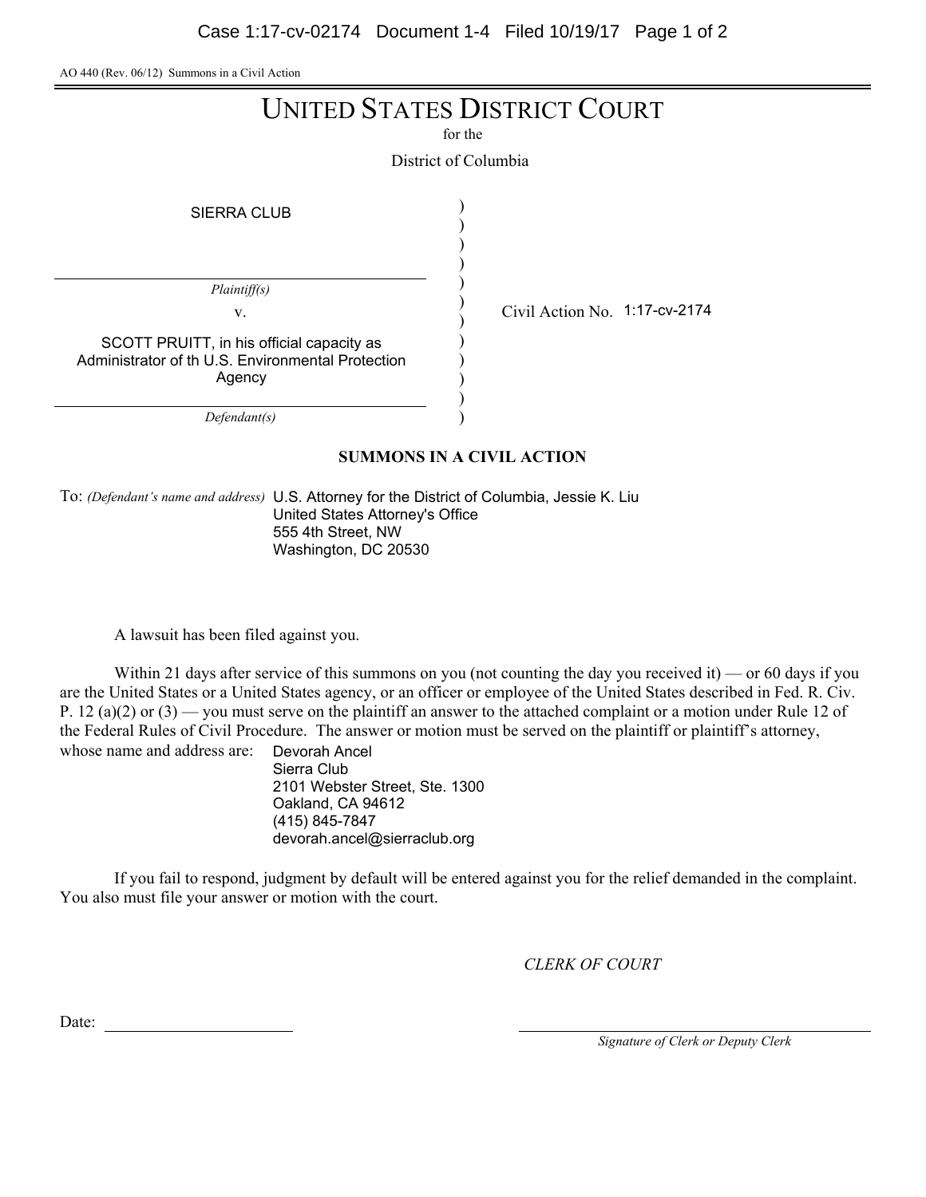AO 440 (Rev. 06/12) Summons in a Civil Action

# UNITED STATES DISTRICT COURT

for the

District of Columbia

| | | |
|---|---|---|
| SIERRA CLUB | ) | |
| *Plaintiff(s)* | ) | |
| v. | ) | Civil Action No. 1:17-cv-2174 |
| SCOTT PRUITT, in his official capacity as Administrator of th U.S. Environmental Protection Agency | ) | |
| *Defendant(s)* | ) | |

## SUMMONS IN A CIVIL ACTION

To: *(Defendant's name and address)* U.S. Attorney for the District of Columbia, Jessie K. Liu
United States Attorney's Office
555 4th Street, NW
Washington, DC 20530

A lawsuit has been filed against you.

Within 21 days after service of this summons on you (not counting the day you received it) — or 60 days if you are the United States or a United States agency, or an officer or employee of the United States described in Fed. R. Civ. P. 12 (a)(2) or (3) — you must serve on the plaintiff an answer to the attached complaint or a motion under Rule 12 of the Federal Rules of Civil Procedure. The answer or motion must be served on the plaintiff or plaintiff's attorney, whose name and address are:

Devorah Ancel
Sierra Club
2101 Webster Street, Ste. 1300
Oakland, CA 94612
(415) 845-7847
devorah.ancel@sierraclub.org

If you fail to respond, judgment by default will be entered against you for the relief demanded in the complaint. You also must file your answer or motion with the court.

*CLERK OF COURT*

Date: ______________________

______________________________
*Signature of Clerk or Deputy Clerk*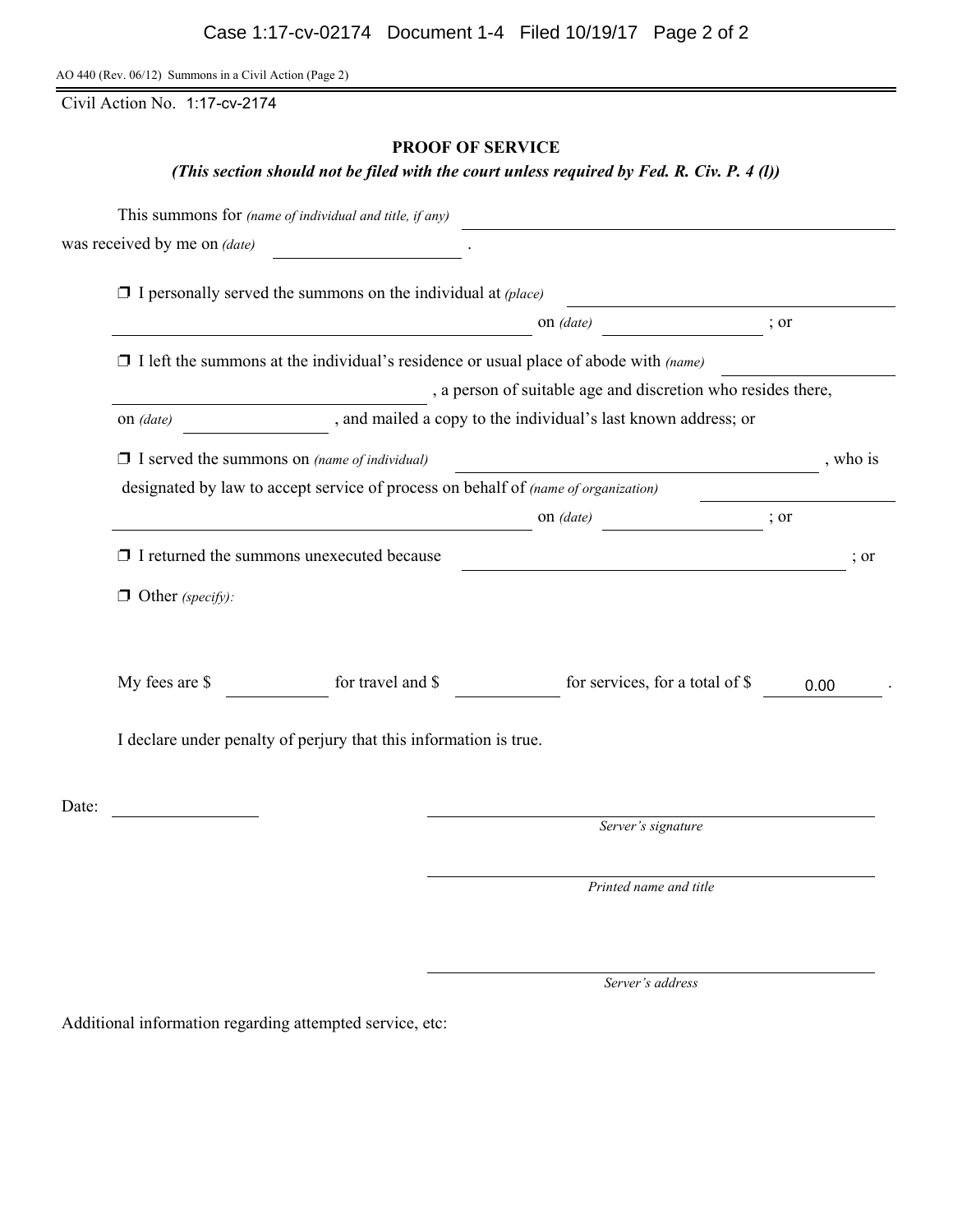AO 440 (Rev. 06/12) Summons in a Civil Action (Page 2)

Civil Action No. 1:17-cv-2174

## PROOF OF SERVICE

***(This section should not be filed with the court unless required by Fed. R. Civ. P. 4 (l))***

This summons for *(name of individual and title, if any)* ______________________________
was received by me on *(date)* ______________ .

❒ I personally served the summons on the individual at *(place)* ______________________________
______________________________ on *(date)* ______________ ; or

❒ I left the summons at the individual's residence or usual place of abode with *(name)* ______________
______________________________ , a person of suitable age and discretion who resides there,
on *(date)* ______________ , and mailed a copy to the individual's last known address; or

❒ I served the summons on *(name of individual)* ______________________________ , who is
designated by law to accept service of process on behalf of *(name of organization)* ______________
______________________________ on *(date)* ______________ ; or

❒ I returned the summons unexecuted because ______________________________ ; or

❒ Other *(specify):*

My fees are $ ________ for travel and $ ________ for services, for a total of $ 0.00 .

I declare under penalty of perjury that this information is true.

Date: ______________

______________________________
*Server's signature*

______________________________
*Printed name and title*

______________________________
*Server's address*

Additional information regarding attempted service, etc: